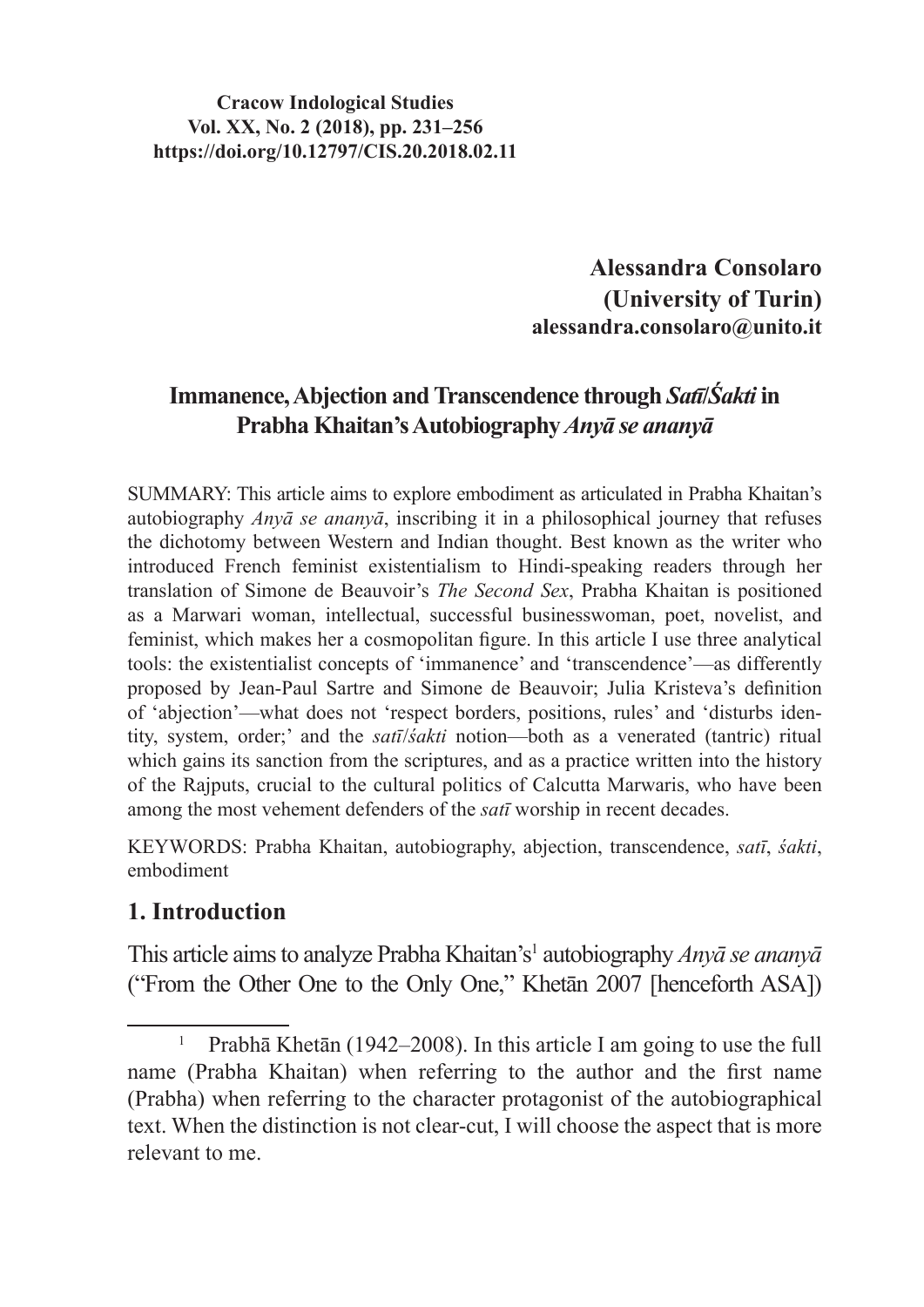**Cracow Indological Studies**
**Vol. XX, No. 2 (2018), pp. 231–256**
**https://doi.org/10.12797/CIS.20.2018.02.11**

**Alessandra Consolaro**
**(University of Turin)**
**alessandra.consolaro@unito.it**

# Immanence, Abjection and Transcendence through *Satī*/*Śakti* in Prabha Khaitan's Autobiography *Anyā se ananyā*

SUMMARY: This article aims to explore embodiment as articulated in Prabha Khaitan's autobiography *Anyā se ananyā*, inscribing it in a philosophical journey that refuses the dichotomy between Western and Indian thought. Best known as the writer who introduced French feminist existentialism to Hindi-speaking readers through her translation of Simone de Beauvoir's *The Second Sex*, Prabha Khaitan is positioned as a Marwari woman, intellectual, successful businesswoman, poet, novelist, and feminist, which makes her a cosmopolitan figure. In this article I use three analytical tools: the existentialist concepts of 'immanence' and 'transcendence'—as differently proposed by Jean-Paul Sartre and Simone de Beauvoir; Julia Kristeva's definition of 'abjection'—what does not 'respect borders, positions, rules' and 'disturbs identity, system, order;' and the *satī*/*śakti* notion—both as a venerated (tantric) ritual which gains its sanction from the scriptures, and as a practice written into the history of the Rajputs, crucial to the cultural politics of Calcutta Marwaris, who have been among the most vehement defenders of the *satī* worship in recent decades.

KEYWORDS: Prabha Khaitan, autobiography, abjection, transcendence, *satī*, *śakti*, embodiment

## 1. Introduction

This article aims to analyze Prabha Khaitan's[1] autobiography *Anyā se ananyā* ("From the Other One to the Only One," Khetān 2007 [henceforth ASA])

---

[1] Prabhā Khetān (1942–2008). In this article I am going to use the full name (Prabha Khaitan) when referring to the author and the first name (Prabha) when referring to the character protagonist of the autobiographical text. When the distinction is not clear-cut, I will choose the aspect that is more relevant to me.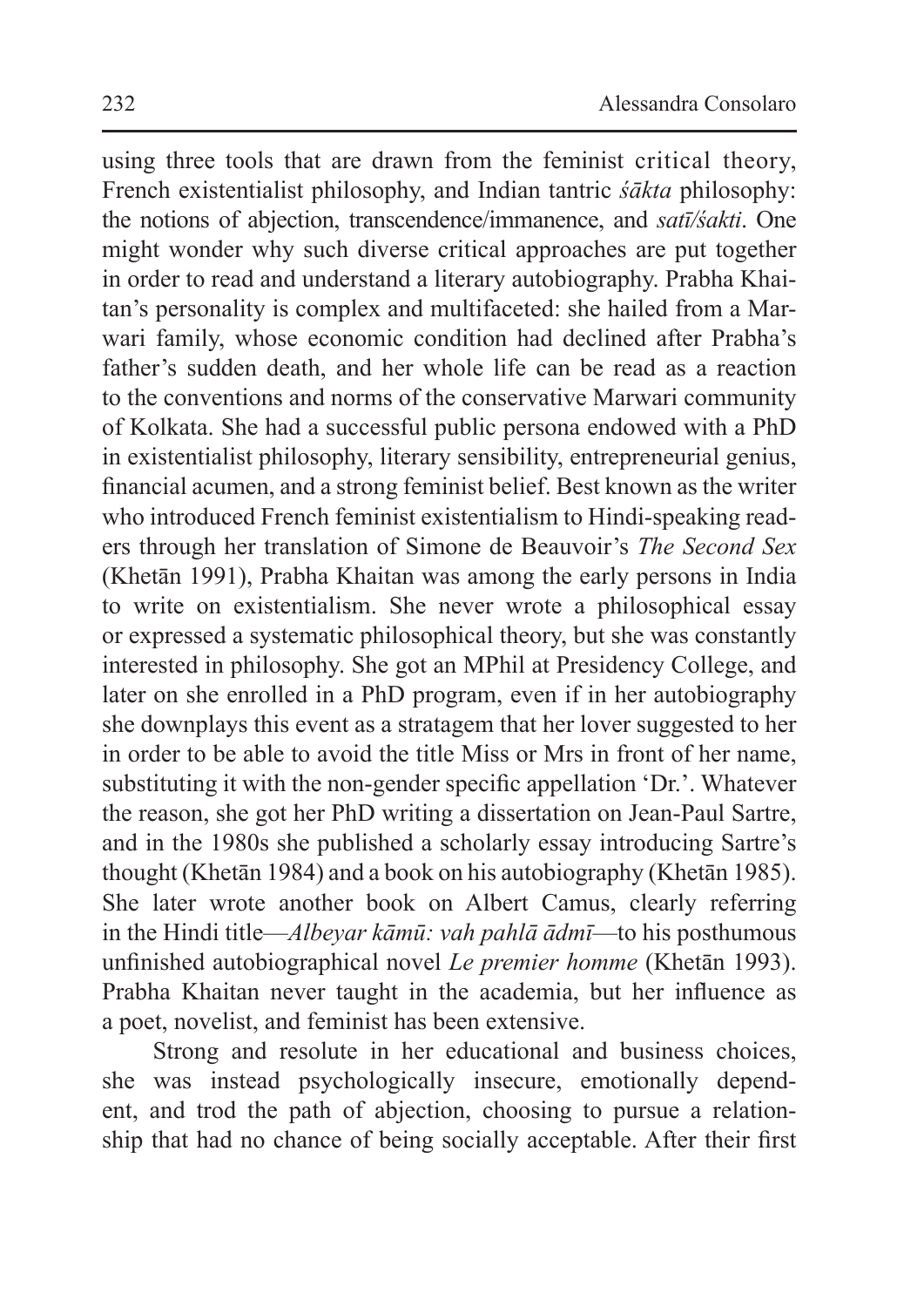using three tools that are drawn from the feminist critical theory, French existentialist philosophy, and Indian tantric *śākta* philosophy: the notions of abjection, transcendence/immanence, and *satī/śakti*. One might wonder why such diverse critical approaches are put together in order to read and understand a literary autobiography. Prabha Khaitan's personality is complex and multifaceted: she hailed from a Marwari family, whose economic condition had declined after Prabha's father's sudden death, and her whole life can be read as a reaction to the conventions and norms of the conservative Marwari community of Kolkata. She had a successful public persona endowed with a PhD in existentialist philosophy, literary sensibility, entrepreneurial genius, financial acumen, and a strong feminist belief. Best known as the writer who introduced French feminist existentialism to Hindi-speaking readers through her translation of Simone de Beauvoir's *The Second Sex* (Khetān 1991), Prabha Khaitan was among the early persons in India to write on existentialism. She never wrote a philosophical essay or expressed a systematic philosophical theory, but she was constantly interested in philosophy. She got an MPhil at Presidency College, and later on she enrolled in a PhD program, even if in her autobiography she downplays this event as a stratagem that her lover suggested to her in order to be able to avoid the title Miss or Mrs in front of her name, substituting it with the non-gender specific appellation 'Dr.'. Whatever the reason, she got her PhD writing a dissertation on Jean-Paul Sartre, and in the 1980s she published a scholarly essay introducing Sartre's thought (Khetān 1984) and a book on his autobiography (Khetān 1985). She later wrote another book on Albert Camus, clearly referring in the Hindi title—*Albeyar kāmū: vah pahlā ādmī*—to his posthumous unfinished autobiographical novel *Le premier homme* (Khetān 1993). Prabha Khaitan never taught in the academia, but her influence as a poet, novelist, and feminist has been extensive.

Strong and resolute in her educational and business choices, she was instead psychologically insecure, emotionally dependent, and trod the path of abjection, choosing to pursue a relationship that had no chance of being socially acceptable. After their first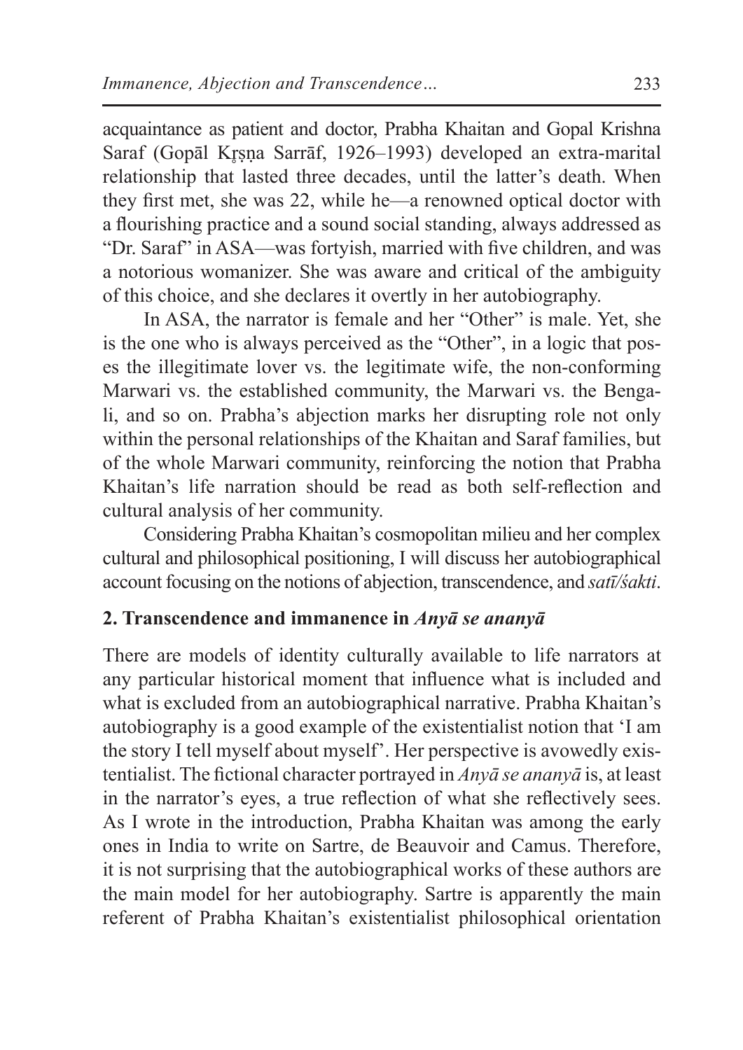acquaintance as patient and doctor, Prabha Khaitan and Gopal Krishna Saraf (Gopāl Kṛṣṇa Sarrāf, 1926–1993) developed an extra-marital relationship that lasted three decades, until the latter's death. When they first met, she was 22, while he—a renowned optical doctor with a flourishing practice and a sound social standing, always addressed as "Dr. Saraf" in ASA—was fortyish, married with five children, and was a notorious womanizer. She was aware and critical of the ambiguity of this choice, and she declares it overtly in her autobiography.

In ASA, the narrator is female and her "Other" is male. Yet, she is the one who is always perceived as the "Other", in a logic that poses the illegitimate lover vs. the legitimate wife, the non-conforming Marwari vs. the established community, the Marwari vs. the Bengali, and so on. Prabha's abjection marks her disrupting role not only within the personal relationships of the Khaitan and Saraf families, but of the whole Marwari community, reinforcing the notion that Prabha Khaitan's life narration should be read as both self-reflection and cultural analysis of her community.

Considering Prabha Khaitan's cosmopolitan milieu and her complex cultural and philosophical positioning, I will discuss her autobiographical account focusing on the notions of abjection, transcendence, and *satī/śakti*.

## 2. Transcendence and immanence in *Anyā se ananyā*

There are models of identity culturally available to life narrators at any particular historical moment that influence what is included and what is excluded from an autobiographical narrative. Prabha Khaitan's autobiography is a good example of the existentialist notion that 'I am the story I tell myself about myself'. Her perspective is avowedly existentialist. The fictional character portrayed in *Anyā se ananyā* is, at least in the narrator's eyes, a true reflection of what she reflectively sees. As I wrote in the introduction, Prabha Khaitan was among the early ones in India to write on Sartre, de Beauvoir and Camus. Therefore, it is not surprising that the autobiographical works of these authors are the main model for her autobiography. Sartre is apparently the main referent of Prabha Khaitan's existentialist philosophical orientation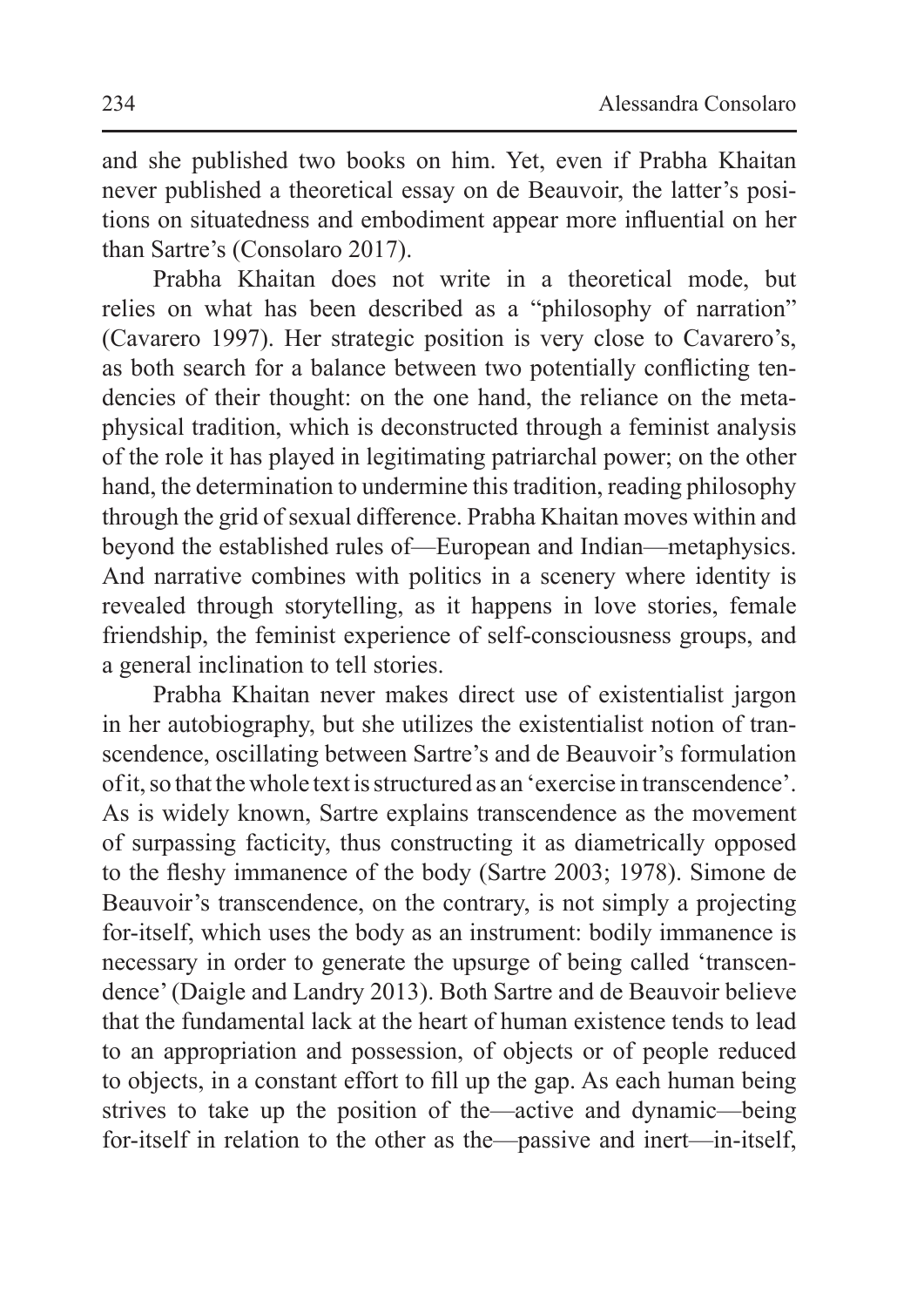and she published two books on him. Yet, even if Prabha Khaitan never published a theoretical essay on de Beauvoir, the latter's positions on situatedness and embodiment appear more influential on her than Sartre's (Consolaro 2017).

Prabha Khaitan does not write in a theoretical mode, but relies on what has been described as a "philosophy of narration" (Cavarero 1997). Her strategic position is very close to Cavarero's, as both search for a balance between two potentially conflicting tendencies of their thought: on the one hand, the reliance on the metaphysical tradition, which is deconstructed through a feminist analysis of the role it has played in legitimating patriarchal power; on the other hand, the determination to undermine this tradition, reading philosophy through the grid of sexual difference. Prabha Khaitan moves within and beyond the established rules of—European and Indian—metaphysics. And narrative combines with politics in a scenery where identity is revealed through storytelling, as it happens in love stories, female friendship, the feminist experience of self-consciousness groups, and a general inclination to tell stories.

Prabha Khaitan never makes direct use of existentialist jargon in her autobiography, but she utilizes the existentialist notion of transcendence, oscillating between Sartre's and de Beauvoir's formulation of it, so that the whole text is structured as an 'exercise in transcendence'. As is widely known, Sartre explains transcendence as the movement of surpassing facticity, thus constructing it as diametrically opposed to the fleshy immanence of the body (Sartre 2003; 1978). Simone de Beauvoir's transcendence, on the contrary, is not simply a projecting for-itself, which uses the body as an instrument: bodily immanence is necessary in order to generate the upsurge of being called 'transcendence' (Daigle and Landry 2013). Both Sartre and de Beauvoir believe that the fundamental lack at the heart of human existence tends to lead to an appropriation and possession, of objects or of people reduced to objects, in a constant effort to fill up the gap. As each human being strives to take up the position of the—active and dynamic—being for-itself in relation to the other as the—passive and inert—in-itself,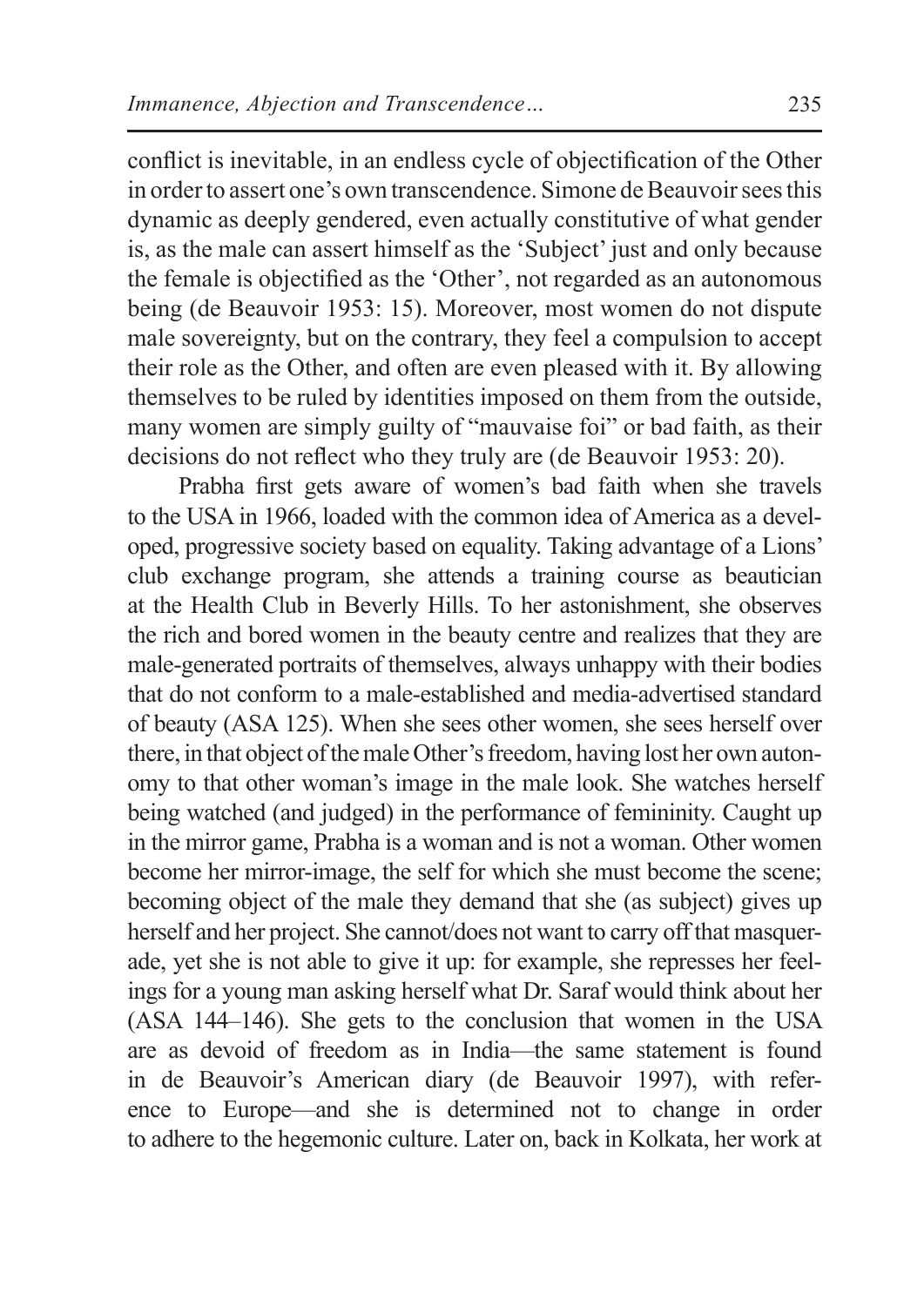conflict is inevitable, in an endless cycle of objectification of the Other in order to assert one's own transcendence. Simone de Beauvoir sees this dynamic as deeply gendered, even actually constitutive of what gender is, as the male can assert himself as the 'Subject' just and only because the female is objectified as the 'Other', not regarded as an autonomous being (de Beauvoir 1953: 15). Moreover, most women do not dispute male sovereignty, but on the contrary, they feel a compulsion to accept their role as the Other, and often are even pleased with it. By allowing themselves to be ruled by identities imposed on them from the outside, many women are simply guilty of "mauvaise foi" or bad faith, as their decisions do not reflect who they truly are (de Beauvoir 1953: 20).

Prabha first gets aware of women's bad faith when she travels to the USA in 1966, loaded with the common idea of America as a developed, progressive society based on equality. Taking advantage of a Lions' club exchange program, she attends a training course as beautician at the Health Club in Beverly Hills. To her astonishment, she observes the rich and bored women in the beauty centre and realizes that they are male-generated portraits of themselves, always unhappy with their bodies that do not conform to a male-established and media-advertised standard of beauty (ASA 125). When she sees other women, she sees herself over there, in that object of the male Other's freedom, having lost her own autonomy to that other woman's image in the male look. She watches herself being watched (and judged) in the performance of femininity. Caught up in the mirror game, Prabha is a woman and is not a woman. Other women become her mirror-image, the self for which she must become the scene; becoming object of the male they demand that she (as subject) gives up herself and her project. She cannot/does not want to carry off that masquerade, yet she is not able to give it up: for example, she represses her feelings for a young man asking herself what Dr. Saraf would think about her (ASA 144–146). She gets to the conclusion that women in the USA are as devoid of freedom as in India—the same statement is found in de Beauvoir's American diary (de Beauvoir 1997), with reference to Europe—and she is determined not to change in order to adhere to the hegemonic culture. Later on, back in Kolkata, her work at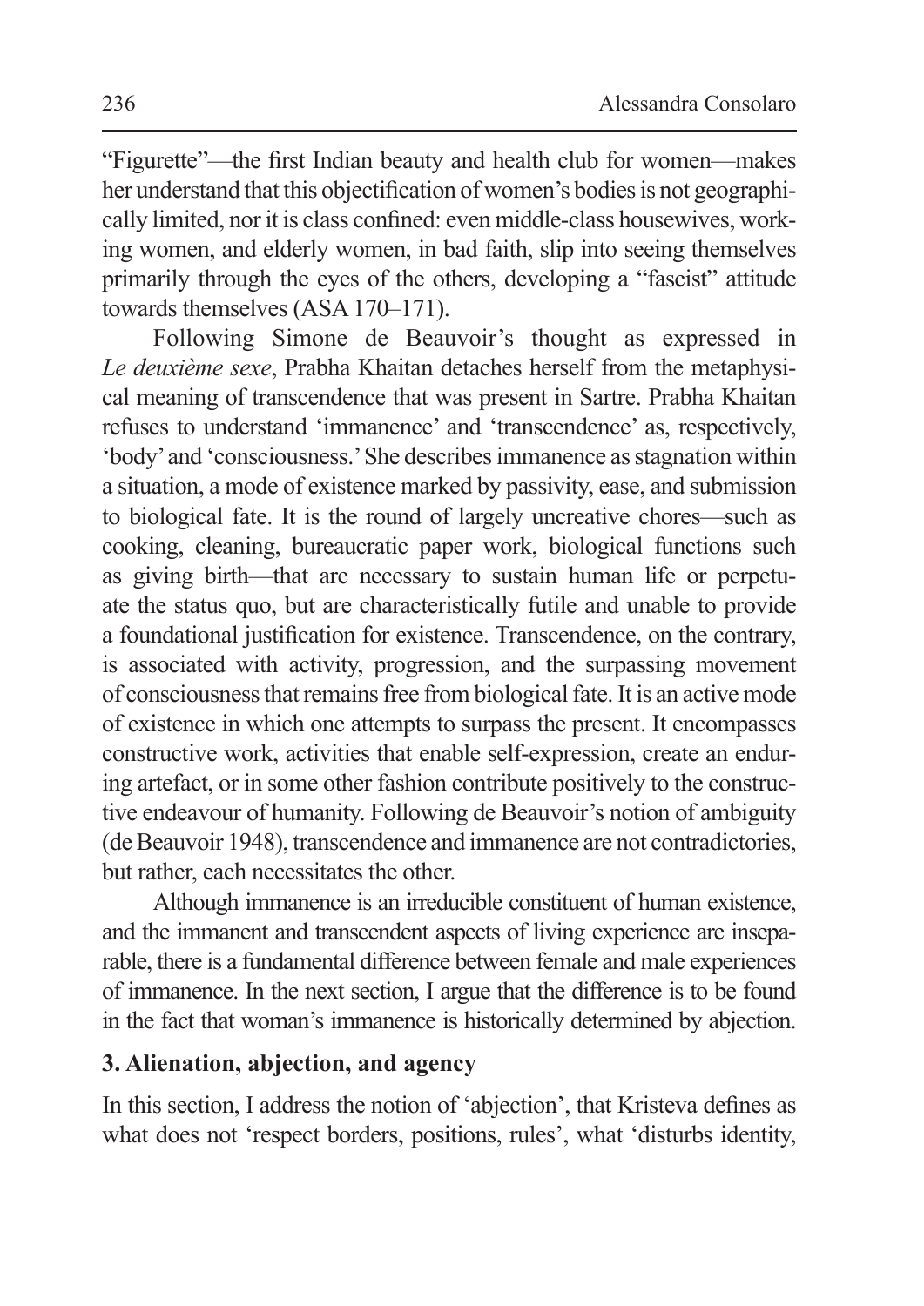"Figurette"—the first Indian beauty and health club for women—makes her understand that this objectification of women's bodies is not geographically limited, nor it is class confined: even middle-class housewives, working women, and elderly women, in bad faith, slip into seeing themselves primarily through the eyes of the others, developing a "fascist" attitude towards themselves (ASA 170–171).

Following Simone de Beauvoir's thought as expressed in *Le deuxième sexe*, Prabha Khaitan detaches herself from the metaphysical meaning of transcendence that was present in Sartre. Prabha Khaitan refuses to understand 'immanence' and 'transcendence' as, respectively, 'body' and 'consciousness.' She describes immanence as stagnation within a situation, a mode of existence marked by passivity, ease, and submission to biological fate. It is the round of largely uncreative chores—such as cooking, cleaning, bureaucratic paper work, biological functions such as giving birth—that are necessary to sustain human life or perpetuate the status quo, but are characteristically futile and unable to provide a foundational justification for existence. Transcendence, on the contrary, is associated with activity, progression, and the surpassing movement of consciousness that remains free from biological fate. It is an active mode of existence in which one attempts to surpass the present. It encompasses constructive work, activities that enable self-expression, create an enduring artefact, or in some other fashion contribute positively to the constructive endeavour of humanity. Following de Beauvoir's notion of ambiguity (de Beauvoir 1948), transcendence and immanence are not contradictories, but rather, each necessitates the other.

Although immanence is an irreducible constituent of human existence, and the immanent and transcendent aspects of living experience are inseparable, there is a fundamental difference between female and male experiences of immanence. In the next section, I argue that the difference is to be found in the fact that woman's immanence is historically determined by abjection.

## 3. Alienation, abjection, and agency

In this section, I address the notion of 'abjection', that Kristeva defines as what does not 'respect borders, positions, rules', what 'disturbs identity,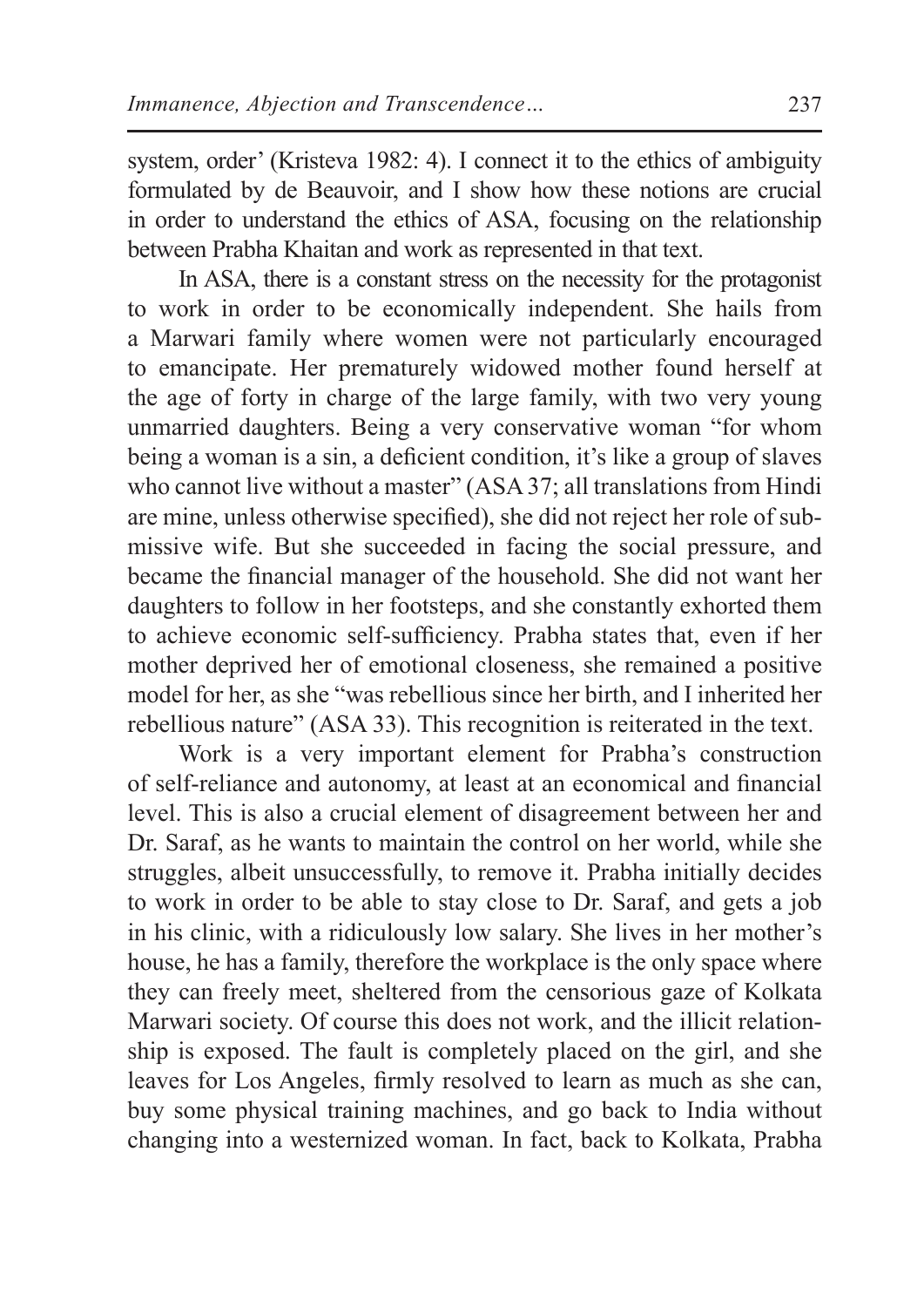system, order' (Kristeva 1982: 4). I connect it to the ethics of ambiguity formulated by de Beauvoir, and I show how these notions are crucial in order to understand the ethics of ASA, focusing on the relationship between Prabha Khaitan and work as represented in that text.

In ASA, there is a constant stress on the necessity for the protagonist to work in order to be economically independent. She hails from a Marwari family where women were not particularly encouraged to emancipate. Her prematurely widowed mother found herself at the age of forty in charge of the large family, with two very young unmarried daughters. Being a very conservative woman "for whom being a woman is a sin, a deficient condition, it's like a group of slaves who cannot live without a master" (ASA 37; all translations from Hindi are mine, unless otherwise specified), she did not reject her role of submissive wife. But she succeeded in facing the social pressure, and became the financial manager of the household. She did not want her daughters to follow in her footsteps, and she constantly exhorted them to achieve economic self-sufficiency. Prabha states that, even if her mother deprived her of emotional closeness, she remained a positive model for her, as she "was rebellious since her birth, and I inherited her rebellious nature" (ASA 33). This recognition is reiterated in the text.

Work is a very important element for Prabha's construction of self-reliance and autonomy, at least at an economical and financial level. This is also a crucial element of disagreement between her and Dr. Saraf, as he wants to maintain the control on her world, while she struggles, albeit unsuccessfully, to remove it. Prabha initially decides to work in order to be able to stay close to Dr. Saraf, and gets a job in his clinic, with a ridiculously low salary. She lives in her mother's house, he has a family, therefore the workplace is the only space where they can freely meet, sheltered from the censorious gaze of Kolkata Marwari society. Of course this does not work, and the illicit relationship is exposed. The fault is completely placed on the girl, and she leaves for Los Angeles, firmly resolved to learn as much as she can, buy some physical training machines, and go back to India without changing into a westernized woman. In fact, back to Kolkata, Prabha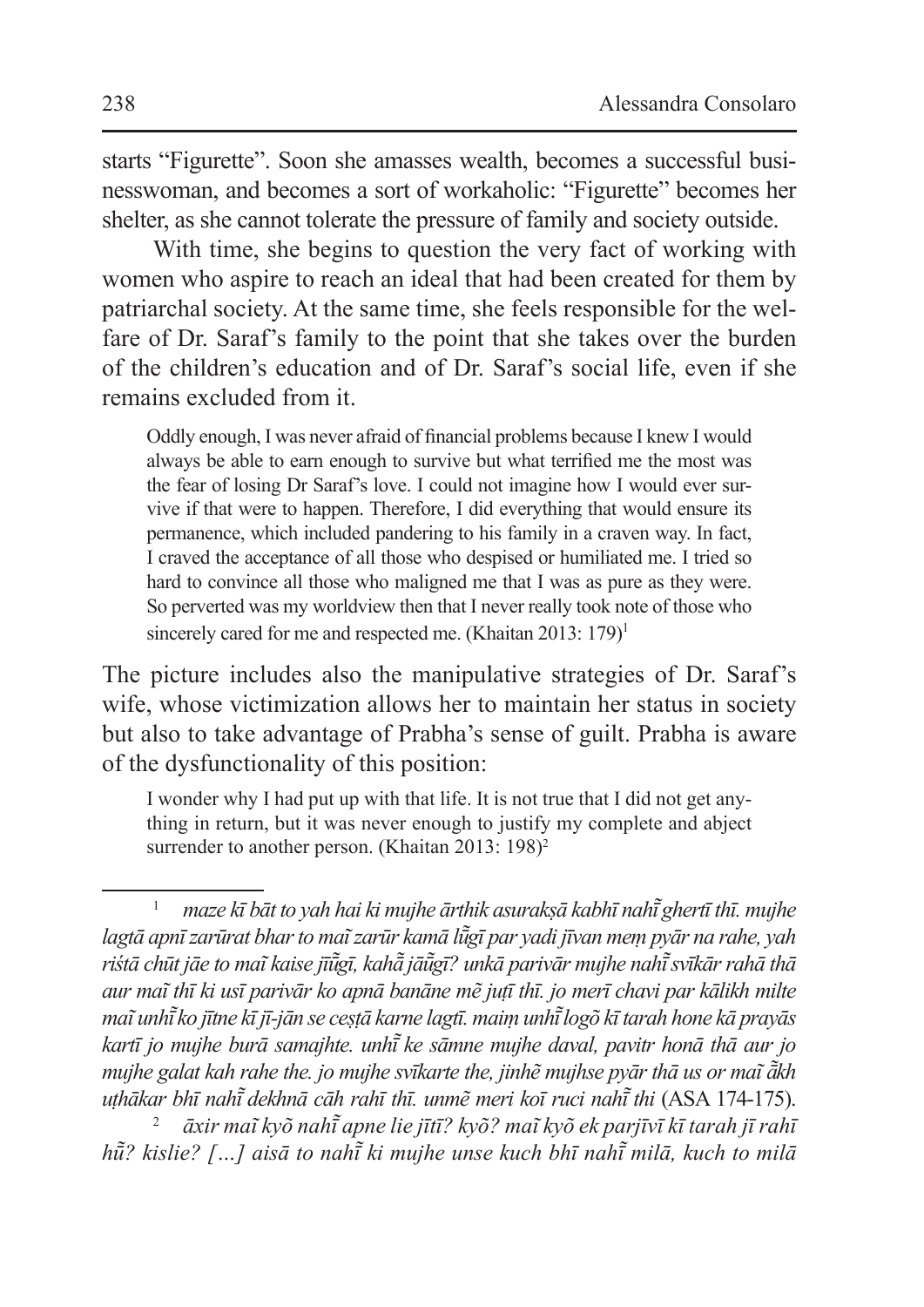starts "Figurette". Soon she amasses wealth, becomes a successful businesswoman, and becomes a sort of workaholic: "Figurette" becomes her shelter, as she cannot tolerate the pressure of family and society outside.

With time, she begins to question the very fact of working with women who aspire to reach an ideal that had been created for them by patriarchal society. At the same time, she feels responsible for the welfare of Dr. Saraf's family to the point that she takes over the burden of the children's education and of Dr. Saraf's social life, even if she remains excluded from it.

> Oddly enough, I was never afraid of financial problems because I knew I would always be able to earn enough to survive but what terrified me the most was the fear of losing Dr Saraf's love. I could not imagine how I would ever survive if that were to happen. Therefore, I did everything that would ensure its permanence, which included pandering to his family in a craven way. In fact, I craved the acceptance of all those who despised or humiliated me. I tried so hard to convince all those who maligned me that I was as pure as they were. So perverted was my worldview then that I never really took note of those who sincerely cared for me and respected me. (Khaitan 2013: 179)[1]

The picture includes also the manipulative strategies of Dr. Saraf's wife, whose victimization allows her to maintain her status in society but also to take advantage of Prabha's sense of guilt. Prabha is aware of the dysfunctionality of this position:

> I wonder why I had put up with that life. It is not true that I did not get anything in return, but it was never enough to justify my complete and abject surrender to another person. (Khaitan 2013: 198)[2]

---

[1] *maze kī bāt to yah hai ki mujhe ārthik asurakṣā kabhī nahī̃ ghertī thī. mujhe lagtā apnī zarūrat bhar to maĩ zarūr kamā lū̃gī par yadi jīvan meṃ pyār na rahe, yah riśtā chūt jāe to maĩ kaise jīū̃gī, kahā̃ jāū̃gī? unkā parivār mujhe nahī̃ svīkār rahā thā aur maĩ thī ki usī parivār ko apnā banāne mẽ juṭī thī. jo merī chavi par kālikh milte maĩ unhī̃ ko jītne kī jī-jān se ceṣṭā karne lagtī. maiṃ unhī̃ logõ kī tarah hone kā prayās kartī jo mujhe burā samajhte. unhī̃ ke sāmne mujhe daval, pavitr honā thā aur jo mujhe galat kah rahe the. jo mujhe svīkarte the, jinhẽ mujhse pyār thā us or maĩ ā̃kh uṭhākar bhī nahī̃ dekhnā cāh rahī thī. unmẽ meri koī ruci nahī̃ thi* (ASA 174-175).

[2] *āxir maĩ kyõ nahī̃ apne lie jītī? kyõ? maĩ kyõ ek parjīvī kī tarah jī rahī hū̃? kislie? […] aisā to nahī̃ ki mujhe unse kuch bhī nahī̃ milā, kuch to milā*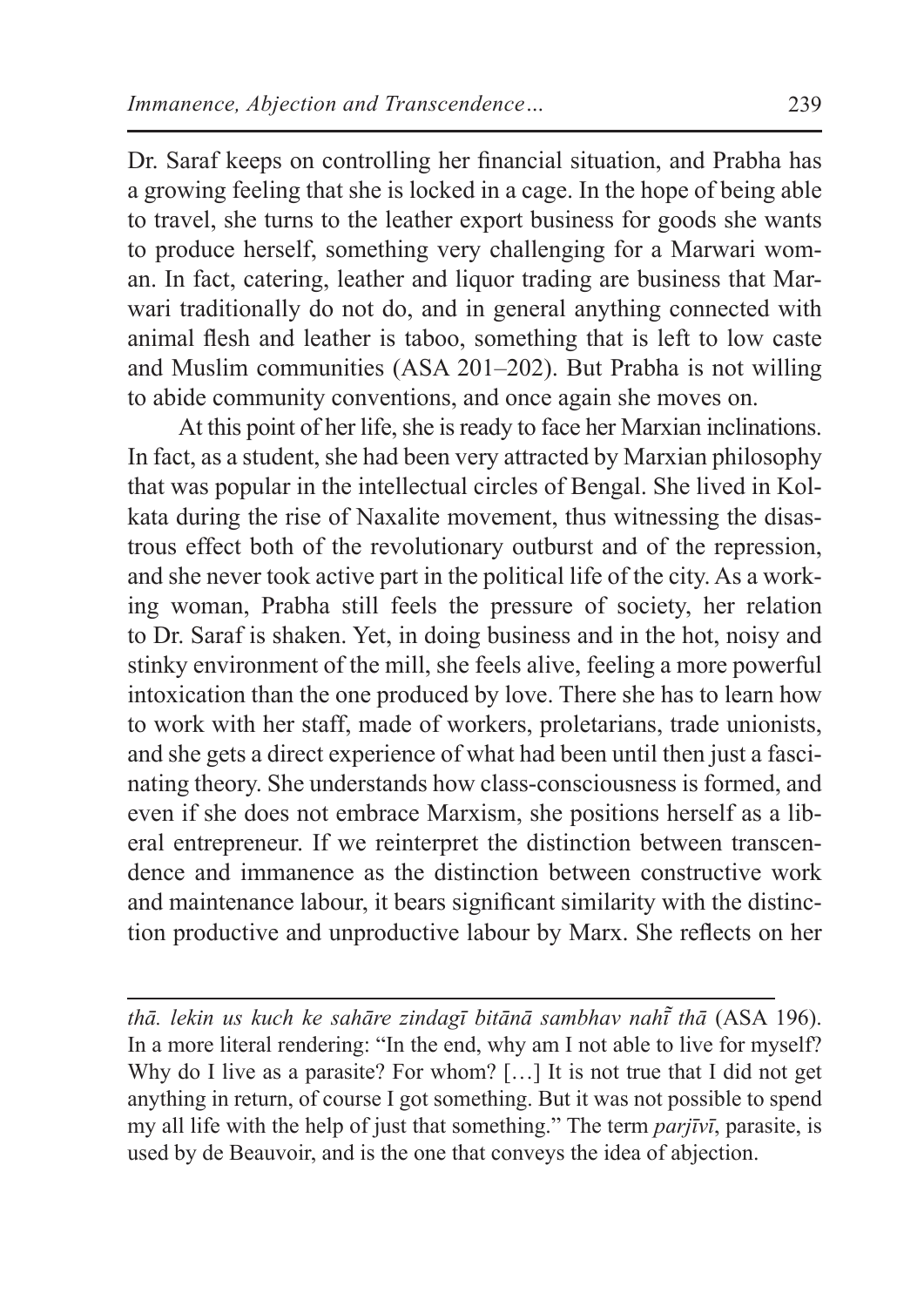Dr. Saraf keeps on controlling her financial situation, and Prabha has a growing feeling that she is locked in a cage. In the hope of being able to travel, she turns to the leather export business for goods she wants to produce herself, something very challenging for a Marwari woman. In fact, catering, leather and liquor trading are business that Marwari traditionally do not do, and in general anything connected with animal flesh and leather is taboo, something that is left to low caste and Muslim communities (ASA 201–202). But Prabha is not willing to abide community conventions, and once again she moves on.

At this point of her life, she is ready to face her Marxian inclinations. In fact, as a student, she had been very attracted by Marxian philosophy that was popular in the intellectual circles of Bengal. She lived in Kolkata during the rise of Naxalite movement, thus witnessing the disastrous effect both of the revolutionary outburst and of the repression, and she never took active part in the political life of the city. As a working woman, Prabha still feels the pressure of society, her relation to Dr. Saraf is shaken. Yet, in doing business and in the hot, noisy and stinky environment of the mill, she feels alive, feeling a more powerful intoxication than the one produced by love. There she has to learn how to work with her staff, made of workers, proletarians, trade unionists, and she gets a direct experience of what had been until then just a fascinating theory. She understands how class-consciousness is formed, and even if she does not embrace Marxism, she positions herself as a liberal entrepreneur. If we reinterpret the distinction between transcendence and immanence as the distinction between constructive work and maintenance labour, it bears significant similarity with the distinction productive and unproductive labour by Marx. She reflects on her

---

*thā. lekin us kuch ke sahāre zindagī bitānā sambhav nahī̃ thā* (ASA 196). In a more literal rendering: "In the end, why am I not able to live for myself? Why do I live as a parasite? For whom? […] It is not true that I did not get anything in return, of course I got something. But it was not possible to spend my all life with the help of just that something." The term *parjīvī*, parasite, is used by de Beauvoir, and is the one that conveys the idea of abjection.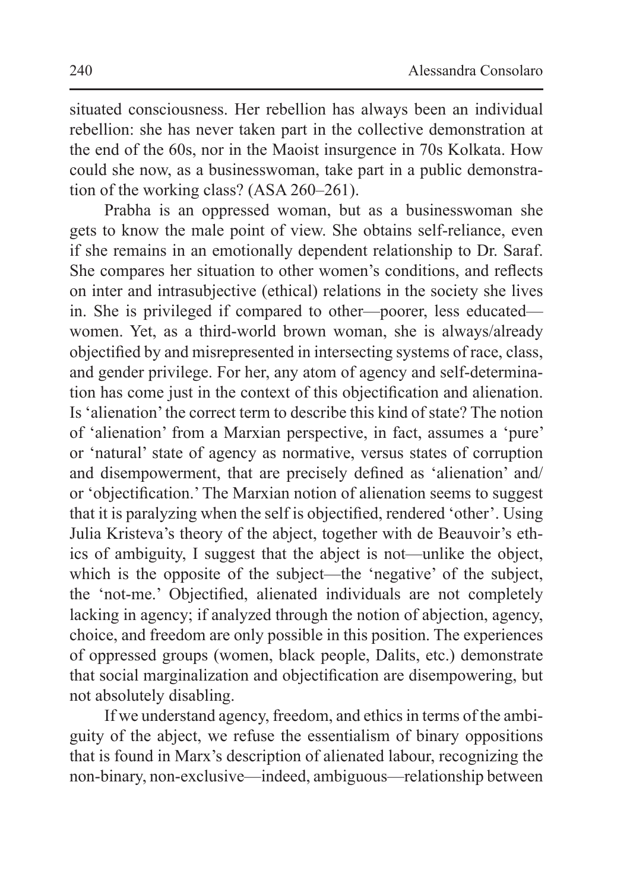situated consciousness. Her rebellion has always been an individual rebellion: she has never taken part in the collective demonstration at the end of the 60s, nor in the Maoist insurgence in 70s Kolkata. How could she now, as a businesswoman, take part in a public demonstration of the working class? (ASA 260–261).

Prabha is an oppressed woman, but as a businesswoman she gets to know the male point of view. She obtains self-reliance, even if she remains in an emotionally dependent relationship to Dr. Saraf. She compares her situation to other women's conditions, and reflects on inter and intrasubjective (ethical) relations in the society she lives in. She is privileged if compared to other—poorer, less educated—women. Yet, as a third-world brown woman, she is always/already objectified by and misrepresented in intersecting systems of race, class, and gender privilege. For her, any atom of agency and self-determination has come just in the context of this objectification and alienation. Is 'alienation' the correct term to describe this kind of state? The notion of 'alienation' from a Marxian perspective, in fact, assumes a 'pure' or 'natural' state of agency as normative, versus states of corruption and disempowerment, that are precisely defined as 'alienation' and/ or 'objectification.' The Marxian notion of alienation seems to suggest that it is paralyzing when the self is objectified, rendered 'other'. Using Julia Kristeva's theory of the abject, together with de Beauvoir's ethics of ambiguity, I suggest that the abject is not—unlike the object, which is the opposite of the subject—the 'negative' of the subject, the 'not-me.' Objectified, alienated individuals are not completely lacking in agency; if analyzed through the notion of abjection, agency, choice, and freedom are only possible in this position. The experiences of oppressed groups (women, black people, Dalits, etc.) demonstrate that social marginalization and objectification are disempowering, but not absolutely disabling.

If we understand agency, freedom, and ethics in terms of the ambiguity of the abject, we refuse the essentialism of binary oppositions that is found in Marx's description of alienated labour, recognizing the non-binary, non-exclusive—indeed, ambiguous—relationship between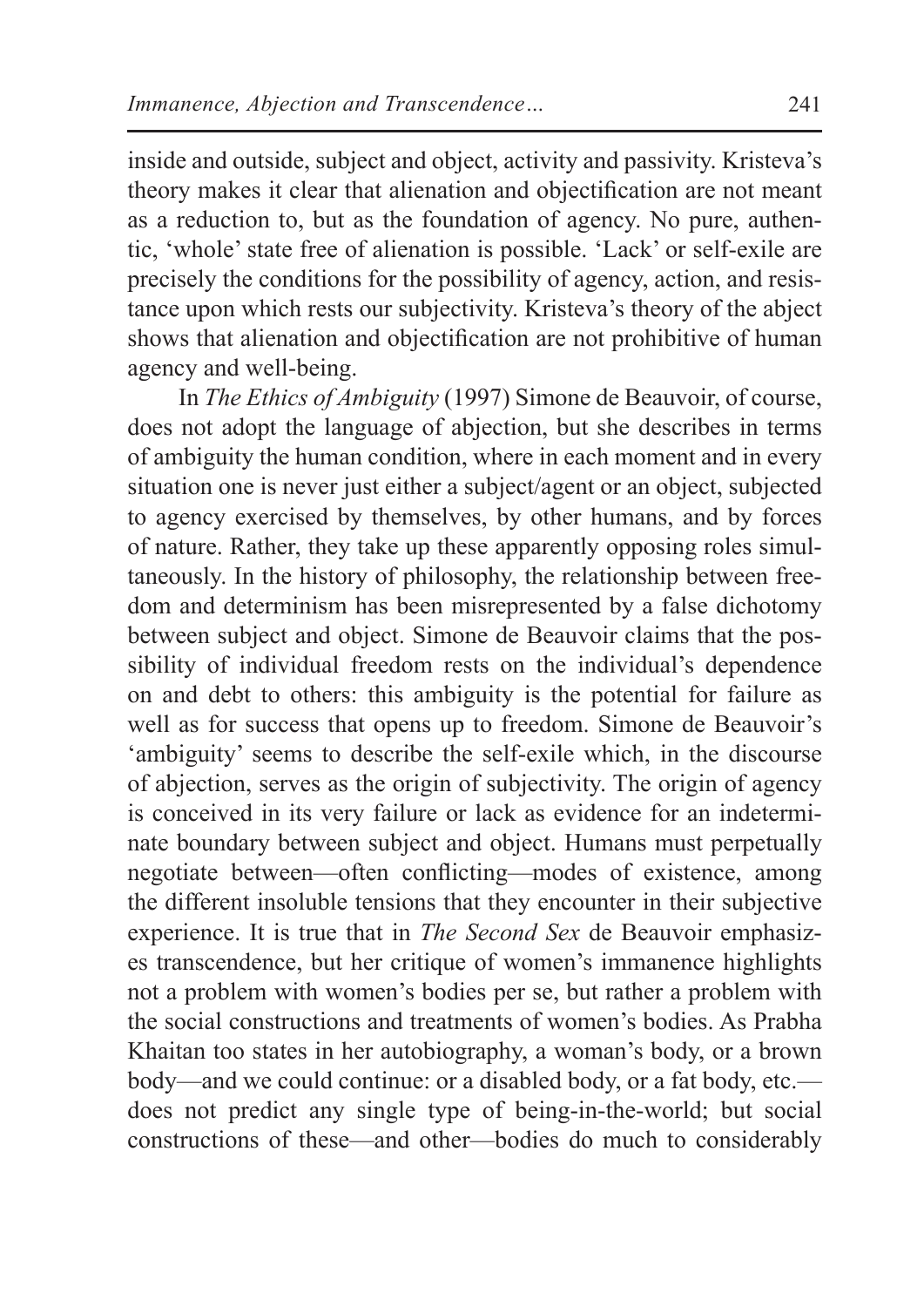inside and outside, subject and object, activity and passivity. Kristeva's theory makes it clear that alienation and objectification are not meant as a reduction to, but as the foundation of agency. No pure, authentic, 'whole' state free of alienation is possible. 'Lack' or self-exile are precisely the conditions for the possibility of agency, action, and resistance upon which rests our subjectivity. Kristeva's theory of the abject shows that alienation and objectification are not prohibitive of human agency and well-being.

In *The Ethics of Ambiguity* (1997) Simone de Beauvoir, of course, does not adopt the language of abjection, but she describes in terms of ambiguity the human condition, where in each moment and in every situation one is never just either a subject/agent or an object, subjected to agency exercised by themselves, by other humans, and by forces of nature. Rather, they take up these apparently opposing roles simultaneously. In the history of philosophy, the relationship between freedom and determinism has been misrepresented by a false dichotomy between subject and object. Simone de Beauvoir claims that the possibility of individual freedom rests on the individual's dependence on and debt to others: this ambiguity is the potential for failure as well as for success that opens up to freedom. Simone de Beauvoir's 'ambiguity' seems to describe the self-exile which, in the discourse of abjection, serves as the origin of subjectivity. The origin of agency is conceived in its very failure or lack as evidence for an indeterminate boundary between subject and object. Humans must perpetually negotiate between—often conflicting—modes of existence, among the different insoluble tensions that they encounter in their subjective experience. It is true that in *The Second Sex* de Beauvoir emphasizes transcendence, but her critique of women's immanence highlights not a problem with women's bodies per se, but rather a problem with the social constructions and treatments of women's bodies. As Prabha Khaitan too states in her autobiography, a woman's body, or a brown body—and we could continue: or a disabled body, or a fat body, etc.—does not predict any single type of being-in-the-world; but social constructions of these—and other—bodies do much to considerably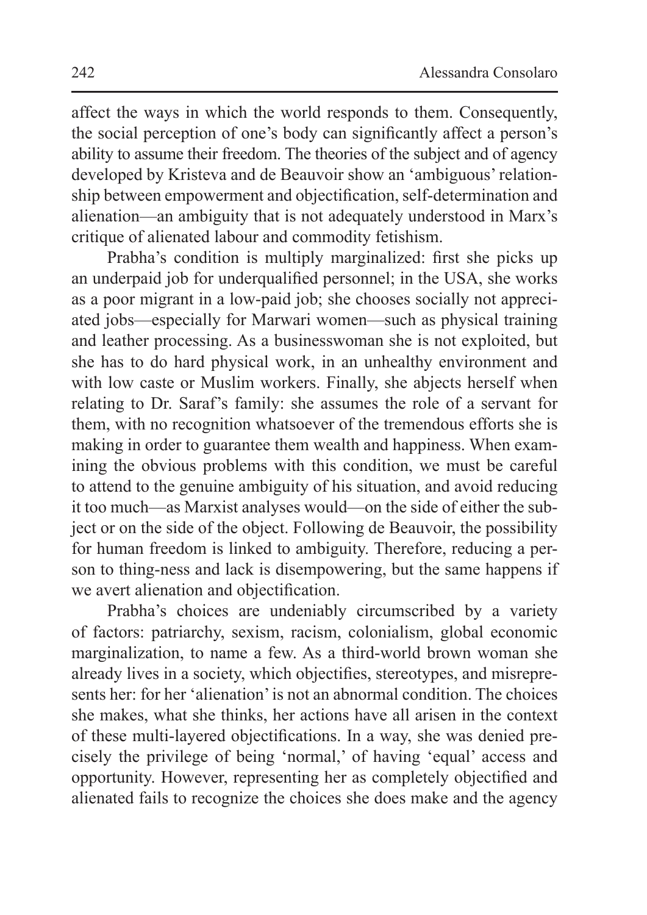affect the ways in which the world responds to them. Consequently, the social perception of one's body can significantly affect a person's ability to assume their freedom. The theories of the subject and of agency developed by Kristeva and de Beauvoir show an 'ambiguous' relationship between empowerment and objectification, self-determination and alienation—an ambiguity that is not adequately understood in Marx's critique of alienated labour and commodity fetishism.

Prabha's condition is multiply marginalized: first she picks up an underpaid job for underqualified personnel; in the USA, she works as a poor migrant in a low-paid job; she chooses socially not appreciated jobs—especially for Marwari women—such as physical training and leather processing. As a businesswoman she is not exploited, but she has to do hard physical work, in an unhealthy environment and with low caste or Muslim workers. Finally, she abjects herself when relating to Dr. Saraf's family: she assumes the role of a servant for them, with no recognition whatsoever of the tremendous efforts she is making in order to guarantee them wealth and happiness. When examining the obvious problems with this condition, we must be careful to attend to the genuine ambiguity of his situation, and avoid reducing it too much—as Marxist analyses would—on the side of either the subject or on the side of the object. Following de Beauvoir, the possibility for human freedom is linked to ambiguity. Therefore, reducing a person to thing-ness and lack is disempowering, but the same happens if we avert alienation and objectification.

Prabha's choices are undeniably circumscribed by a variety of factors: patriarchy, sexism, racism, colonialism, global economic marginalization, to name a few. As a third-world brown woman she already lives in a society, which objectifies, stereotypes, and misrepresents her: for her 'alienation' is not an abnormal condition. The choices she makes, what she thinks, her actions have all arisen in the context of these multi-layered objectifications. In a way, she was denied precisely the privilege of being 'normal,' of having 'equal' access and opportunity. However, representing her as completely objectified and alienated fails to recognize the choices she does make and the agency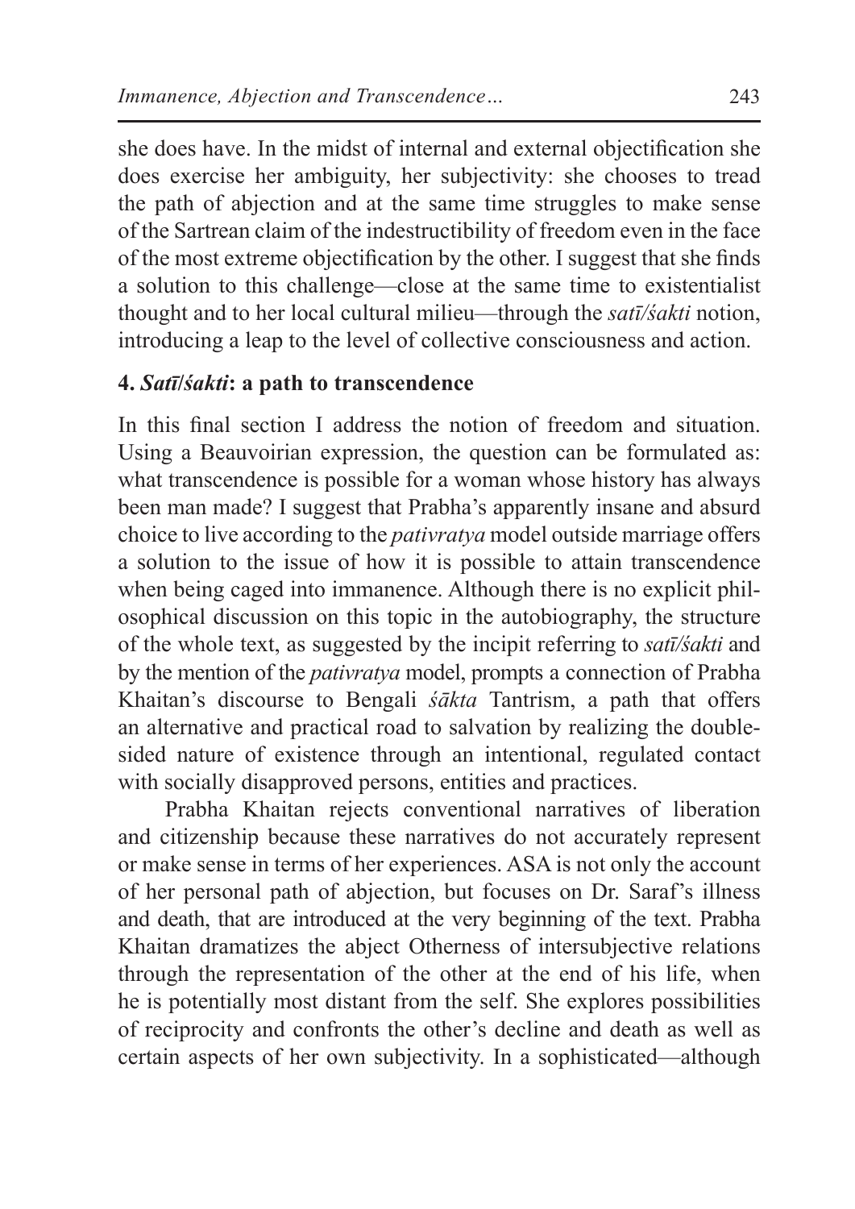she does have. In the midst of internal and external objectification she does exercise her ambiguity, her subjectivity: she chooses to tread the path of abjection and at the same time struggles to make sense of the Sartrean claim of the indestructibility of freedom even in the face of the most extreme objectification by the other. I suggest that she finds a solution to this challenge—close at the same time to existentialist thought and to her local cultural milieu—through the *satī/śakti* notion, introducing a leap to the level of collective consciousness and action.

## 4. *Satī/śakti*: a path to transcendence

In this final section I address the notion of freedom and situation. Using a Beauvoirian expression, the question can be formulated as: what transcendence is possible for a woman whose history has always been man made? I suggest that Prabha's apparently insane and absurd choice to live according to the *pativratya* model outside marriage offers a solution to the issue of how it is possible to attain transcendence when being caged into immanence. Although there is no explicit philosophical discussion on this topic in the autobiography, the structure of the whole text, as suggested by the incipit referring to *satī/śakti* and by the mention of the *pativratya* model, prompts a connection of Prabha Khaitan's discourse to Bengali *śākta* Tantrism, a path that offers an alternative and practical road to salvation by realizing the double-sided nature of existence through an intentional, regulated contact with socially disapproved persons, entities and practices.

Prabha Khaitan rejects conventional narratives of liberation and citizenship because these narratives do not accurately represent or make sense in terms of her experiences. ASA is not only the account of her personal path of abjection, but focuses on Dr. Saraf's illness and death, that are introduced at the very beginning of the text. Prabha Khaitan dramatizes the abject Otherness of intersubjective relations through the representation of the other at the end of his life, when he is potentially most distant from the self. She explores possibilities of reciprocity and confronts the other's decline and death as well as certain aspects of her own subjectivity. In a sophisticated—although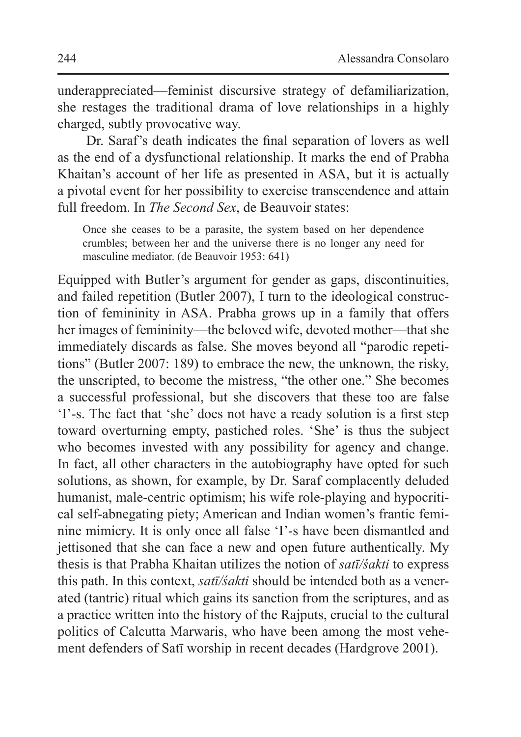underappreciated—feminist discursive strategy of defamiliarization, she restages the traditional drama of love relationships in a highly charged, subtly provocative way.

Dr. Saraf's death indicates the final separation of lovers as well as the end of a dysfunctional relationship. It marks the end of Prabha Khaitan's account of her life as presented in ASA, but it is actually a pivotal event for her possibility to exercise transcendence and attain full freedom. In *The Second Sex*, de Beauvoir states:

> Once she ceases to be a parasite, the system based on her dependence crumbles; between her and the universe there is no longer any need for masculine mediator. (de Beauvoir 1953: 641)

Equipped with Butler's argument for gender as gaps, discontinuities, and failed repetition (Butler 2007), I turn to the ideological construction of femininity in ASA. Prabha grows up in a family that offers her images of femininity—the beloved wife, devoted mother—that she immediately discards as false. She moves beyond all "parodic repetitions" (Butler 2007: 189) to embrace the new, the unknown, the risky, the unscripted, to become the mistress, "the other one." She becomes a successful professional, but she discovers that these too are false 'I'-s. The fact that 'she' does not have a ready solution is a first step toward overturning empty, pastiched roles. 'She' is thus the subject who becomes invested with any possibility for agency and change. In fact, all other characters in the autobiography have opted for such solutions, as shown, for example, by Dr. Saraf complacently deluded humanist, male-centric optimism; his wife role-playing and hypocritical self-abnegating piety; American and Indian women's frantic feminine mimicry. It is only once all false 'I'-s have been dismantled and jettisoned that she can face a new and open future authentically. My thesis is that Prabha Khaitan utilizes the notion of *satī/śakti* to express this path. In this context, *satī/śakti* should be intended both as a venerated (tantric) ritual which gains its sanction from the scriptures, and as a practice written into the history of the Rajputs, crucial to the cultural politics of Calcutta Marwaris, who have been among the most vehement defenders of Satī worship in recent decades (Hardgrove 2001).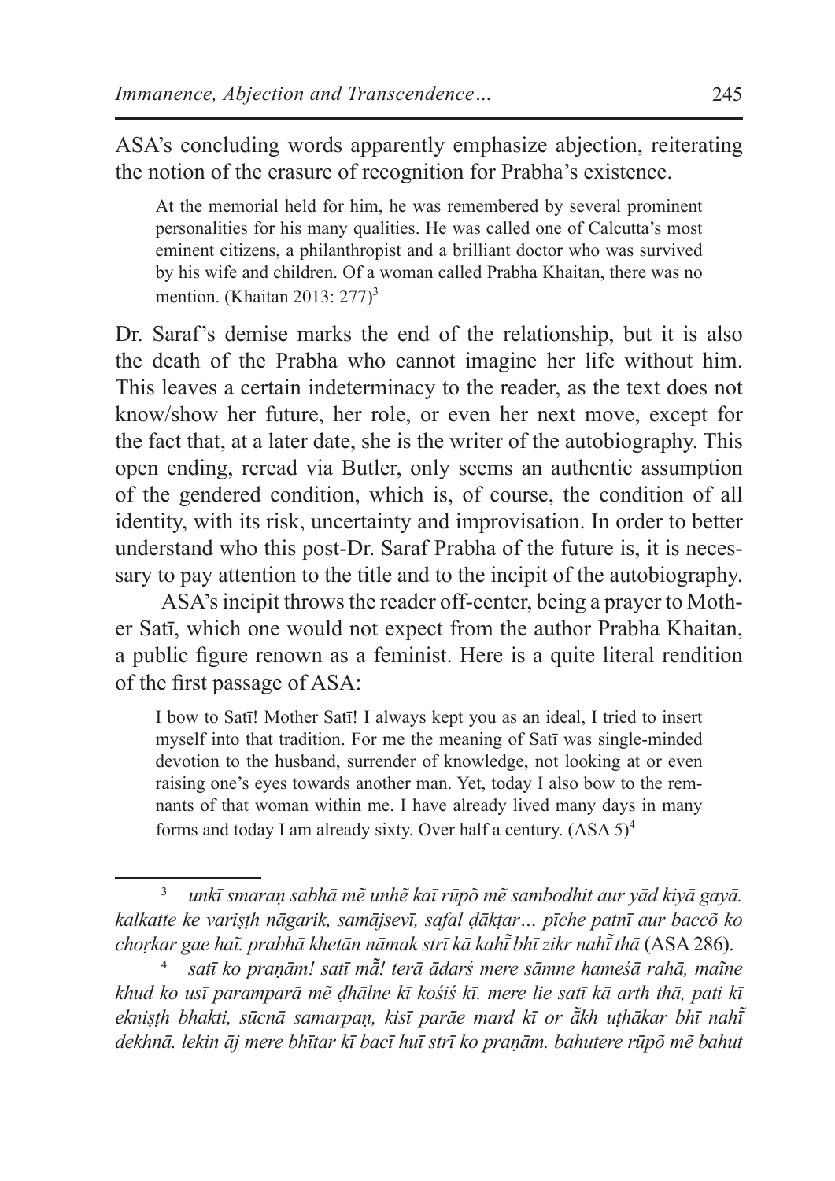ASA's concluding words apparently emphasize abjection, reiterating the notion of the erasure of recognition for Prabha's existence.

> At the memorial held for him, he was remembered by several prominent personalities for his many qualities. He was called one of Calcutta's most eminent citizens, a philanthropist and a brilliant doctor who was survived by his wife and children. Of a woman called Prabha Khaitan, there was no mention. (Khaitan 2013: 277)[3]

Dr. Saraf's demise marks the end of the relationship, but it is also the death of the Prabha who cannot imagine her life without him. This leaves a certain indeterminacy to the reader, as the text does not know/show her future, her role, or even her next move, except for the fact that, at a later date, she is the writer of the autobiography. This open ending, reread via Butler, only seems an authentic assumption of the gendered condition, which is, of course, the condition of all identity, with its risk, uncertainty and improvisation. In order to better understand who this post-Dr. Saraf Prabha of the future is, it is necessary to pay attention to the title and to the incipit of the autobiography.

ASA's incipit throws the reader off-center, being a prayer to Mother Satī, which one would not expect from the author Prabha Khaitan, a public figure renown as a feminist. Here is a quite literal rendition of the first passage of ASA:

> I bow to Satī! Mother Satī! I always kept you as an ideal, I tried to insert myself into that tradition. For me the meaning of Satī was single-minded devotion to the husband, surrender of knowledge, not looking at or even raising one's eyes towards another man. Yet, today I also bow to the remnants of that woman within me. I have already lived many days in many forms and today I am already sixty. Over half a century. (ASA 5)[4]

---

[3] *unkī smaraṇ sabhā mẽ unhẽ kaī rūpõ mẽ sambodhit aur yād kiyā gayā. kalkatte ke variṣṭh nāgarik, samājsevī, safal ḍākṭar… pīche patnī aur baccõ ko choṛkar gae haĩ. prabhā khetān nāmak strī kā kahī̃ bhī zikr nahī̃ thā* (ASA 286).

[4] *satī ko praṇām! satī mā̃! terā ādarś mere sāmne hameśā rahā, maĩne khud ko usī paramparā mẽ ḍhālne kī kośiś kī. mere lie satī kā arth thā, pati kī ekniṣṭh bhakti, sūcnā samarpaṇ, kisī parāe mard kī or ā̃kh uṭhākar bhī nahī̃ dekhnā. lekin āj mere bhītar kī bacī huī strī ko praṇām. bahutere rūpõ mẽ bahut*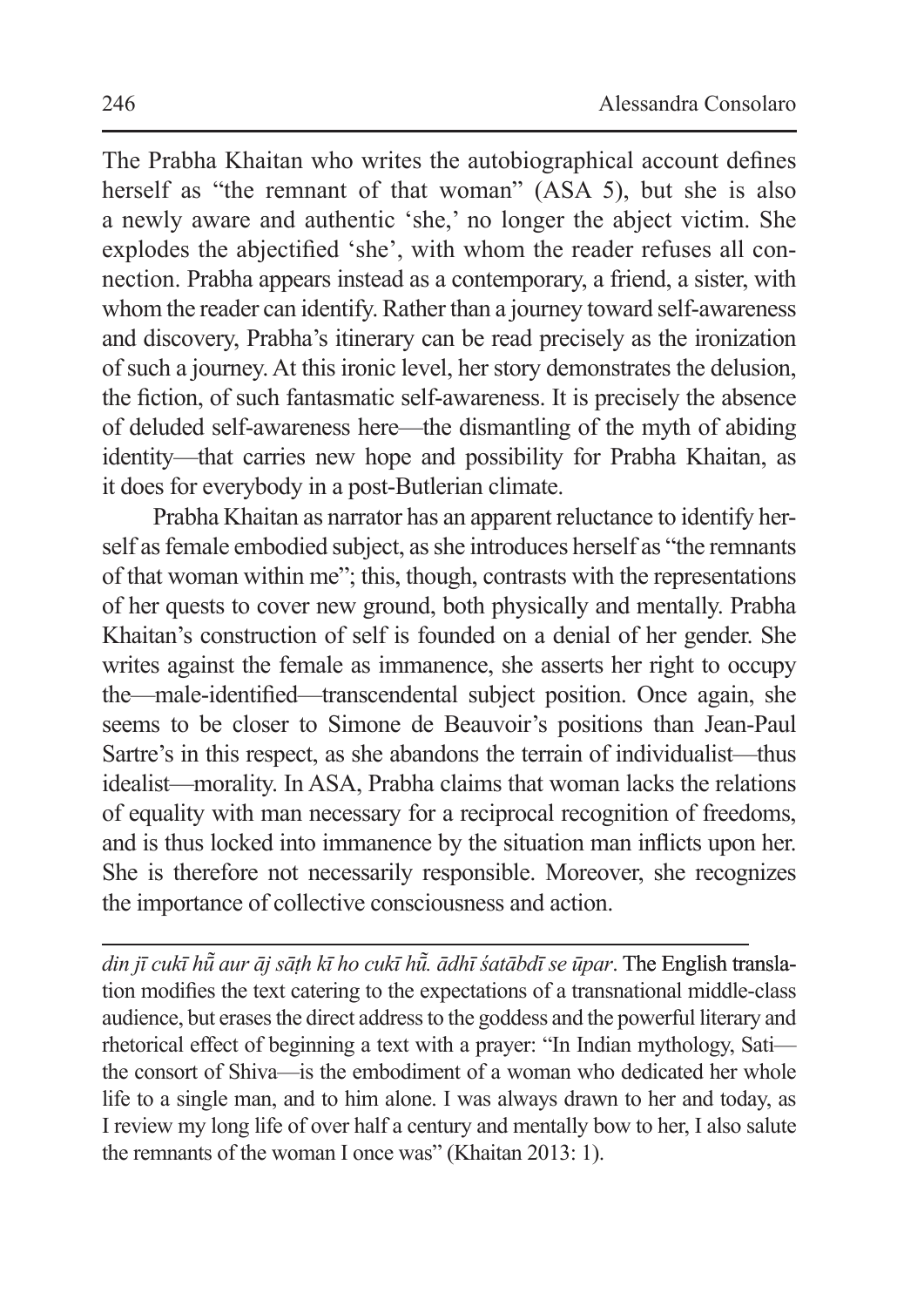The Prabha Khaitan who writes the autobiographical account defines herself as "the remnant of that woman" (ASA 5), but she is also a newly aware and authentic 'she,' no longer the abject victim. She explodes the abjectified 'she', with whom the reader refuses all connection. Prabha appears instead as a contemporary, a friend, a sister, with whom the reader can identify. Rather than a journey toward self-awareness and discovery, Prabha's itinerary can be read precisely as the ironization of such a journey. At this ironic level, her story demonstrates the delusion, the fiction, of such fantasmatic self-awareness. It is precisely the absence of deluded self-awareness here—the dismantling of the myth of abiding identity—that carries new hope and possibility for Prabha Khaitan, as it does for everybody in a post-Butlerian climate.

Prabha Khaitan as narrator has an apparent reluctance to identify herself as female embodied subject, as she introduces herself as "the remnants of that woman within me"; this, though, contrasts with the representations of her quests to cover new ground, both physically and mentally. Prabha Khaitan's construction of self is founded on a denial of her gender. She writes against the female as immanence, she asserts her right to occupy the—male-identified—transcendental subject position. Once again, she seems to be closer to Simone de Beauvoir's positions than Jean-Paul Sartre's in this respect, as she abandons the terrain of individualist—thus idealist—morality. In ASA, Prabha claims that woman lacks the relations of equality with man necessary for a reciprocal recognition of freedoms, and is thus locked into immanence by the situation man inflicts upon her. She is therefore not necessarily responsible. Moreover, she recognizes the importance of collective consciousness and action.

---

*din jī cukī hū̃ aur āj sāṭh kī ho cukī hū̃. ādhī śatābdī se ūpar*. The English translation modifies the text catering to the expectations of a transnational middle-class audience, but erases the direct address to the goddess and the powerful literary and rhetorical effect of beginning a text with a prayer: "In Indian mythology, Sati—the consort of Shiva—is the embodiment of a woman who dedicated her whole life to a single man, and to him alone. I was always drawn to her and today, as I review my long life of over half a century and mentally bow to her, I also salute the remnants of the woman I once was" (Khaitan 2013: 1).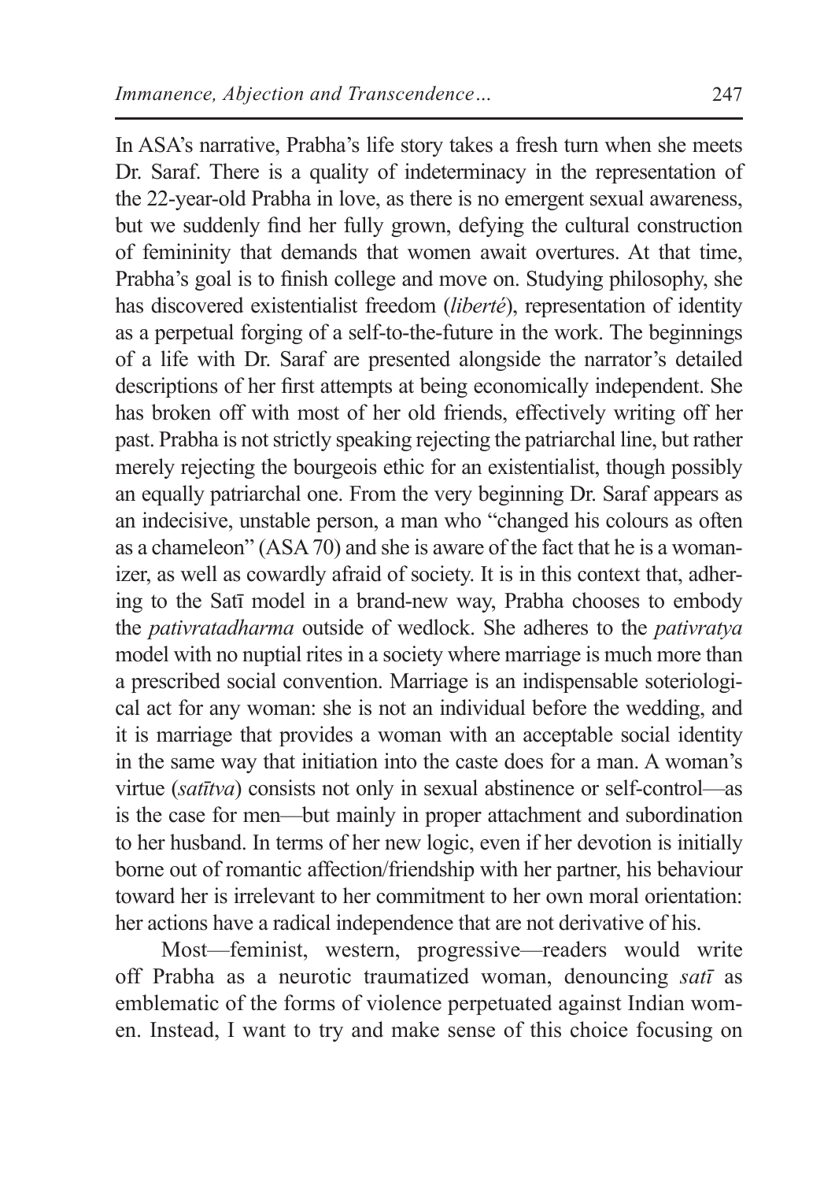In ASA's narrative, Prabha's life story takes a fresh turn when she meets Dr. Saraf. There is a quality of indeterminacy in the representation of the 22-year-old Prabha in love, as there is no emergent sexual awareness, but we suddenly find her fully grown, defying the cultural construction of femininity that demands that women await overtures. At that time, Prabha's goal is to finish college and move on. Studying philosophy, she has discovered existentialist freedom (*liberté*), representation of identity as a perpetual forging of a self-to-the-future in the work. The beginnings of a life with Dr. Saraf are presented alongside the narrator's detailed descriptions of her first attempts at being economically independent. She has broken off with most of her old friends, effectively writing off her past. Prabha is not strictly speaking rejecting the patriarchal line, but rather merely rejecting the bourgeois ethic for an existentialist, though possibly an equally patriarchal one. From the very beginning Dr. Saraf appears as an indecisive, unstable person, a man who "changed his colours as often as a chameleon" (ASA 70) and she is aware of the fact that he is a womanizer, as well as cowardly afraid of society. It is in this context that, adhering to the Satī model in a brand-new way, Prabha chooses to embody the *pativratadharma* outside of wedlock. She adheres to the *pativratya* model with no nuptial rites in a society where marriage is much more than a prescribed social convention. Marriage is an indispensable soteriological act for any woman: she is not an individual before the wedding, and it is marriage that provides a woman with an acceptable social identity in the same way that initiation into the caste does for a man. A woman's virtue (*satītva*) consists not only in sexual abstinence or self-control—as is the case for men—but mainly in proper attachment and subordination to her husband. In terms of her new logic, even if her devotion is initially borne out of romantic affection/friendship with her partner, his behaviour toward her is irrelevant to her commitment to her own moral orientation: her actions have a radical independence that are not derivative of his.

Most—feminist, western, progressive—readers would write off Prabha as a neurotic traumatized woman, denouncing *satī* as emblematic of the forms of violence perpetuated against Indian women. Instead, I want to try and make sense of this choice focusing on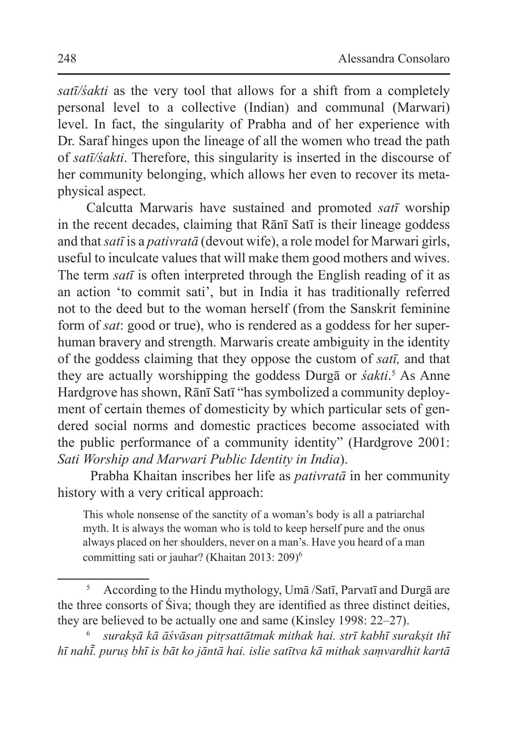*satī/śakti* as the very tool that allows for a shift from a completely personal level to a collective (Indian) and communal (Marwari) level. In fact, the singularity of Prabha and of her experience with Dr. Saraf hinges upon the lineage of all the women who tread the path of *satī/śakti*. Therefore, this singularity is inserted in the discourse of her community belonging, which allows her even to recover its metaphysical aspect.

Calcutta Marwaris have sustained and promoted *satī* worship in the recent decades, claiming that Rānī Satī is their lineage goddess and that *satī* is a *pativratā* (devout wife), a role model for Marwari girls, useful to inculcate values that will make them good mothers and wives. The term *satī* is often interpreted through the English reading of it as an action 'to commit sati', but in India it has traditionally referred not to the deed but to the woman herself (from the Sanskrit feminine form of *sat*: good or true), who is rendered as a goddess for her superhuman bravery and strength. Marwaris create ambiguity in the identity of the goddess claiming that they oppose the custom of *satī,* and that they are actually worshipping the goddess Durgā or *śakti*.[5] As Anne Hardgrove has shown, Rānī Satī "has symbolized a community deployment of certain themes of domesticity by which particular sets of gendered social norms and domestic practices become associated with the public performance of a community identity" (Hardgrove 2001: *Sati Worship and Marwari Public Identity in India*).

Prabha Khaitan inscribes her life as *pativratā* in her community history with a very critical approach:

> This whole nonsense of the sanctity of a woman's body is all a patriarchal myth. It is always the woman who is told to keep herself pure and the onus always placed on her shoulders, never on a man's. Have you heard of a man committing sati or jauhar? (Khaitan 2013: 209)[6]

---

[5] According to the Hindu mythology, Umā /Satī, Parvatī and Durgā are the three consorts of Śiva; though they are identified as three distinct deities, they are believed to be actually one and same (Kinsley 1998: 22–27).

[6] *surakṣā kā āśvāsan pitṛsattātmak mithak hai. strī kabhī surakṣit thī hī nahī̃. puruṣ bhī is bāt ko jāntā hai. islie satītva kā mithak saṃvardhit kartā*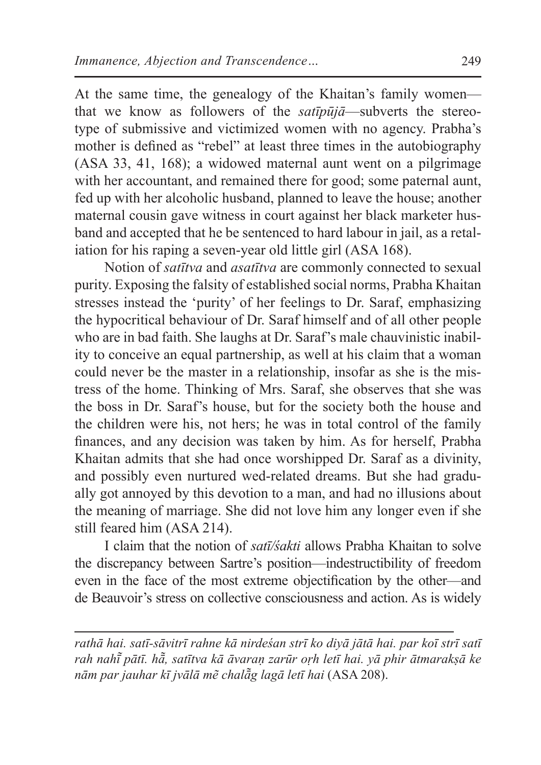At the same time, the genealogy of the Khaitan's family women—that we know as followers of the *satīpūjā*—subverts the stereotype of submissive and victimized women with no agency. Prabha's mother is defined as "rebel" at least three times in the autobiography (ASA 33, 41, 168); a widowed maternal aunt went on a pilgrimage with her accountant, and remained there for good; some paternal aunt, fed up with her alcoholic husband, planned to leave the house; another maternal cousin gave witness in court against her black marketer husband and accepted that he be sentenced to hard labour in jail, as a retaliation for his raping a seven-year old little girl (ASA 168).

Notion of *satītva* and *asatītva* are commonly connected to sexual purity. Exposing the falsity of established social norms, Prabha Khaitan stresses instead the 'purity' of her feelings to Dr. Saraf, emphasizing the hypocritical behaviour of Dr. Saraf himself and of all other people who are in bad faith. She laughs at Dr. Saraf's male chauvinistic inability to conceive an equal partnership, as well at his claim that a woman could never be the master in a relationship, insofar as she is the mistress of the home. Thinking of Mrs. Saraf, she observes that she was the boss in Dr. Saraf's house, but for the society both the house and the children were his, not hers; he was in total control of the family finances, and any decision was taken by him. As for herself, Prabha Khaitan admits that she had once worshipped Dr. Saraf as a divinity, and possibly even nurtured wed-related dreams. But she had gradually got annoyed by this devotion to a man, and had no illusions about the meaning of marriage. She did not love him any longer even if she still feared him (ASA 214).

I claim that the notion of *satī/śakti* allows Prabha Khaitan to solve the discrepancy between Sartre's position—indestructibility of freedom even in the face of the most extreme objectification by the other—and de Beauvoir's stress on collective consciousness and action. As is widely

---

*rathā hai. satī-sāvitrī rahne kā nirdeśan strī ko diyā jātā hai. par koī strī satī rah nahī̃ pātī. hā̃, satītva kā āvaraṇ zarūr oṛh letī hai. yā phir ātmarakṣā ke nām par jauhar kī jvālā mẽ chalā̃g lagā letī hai* (ASA 208).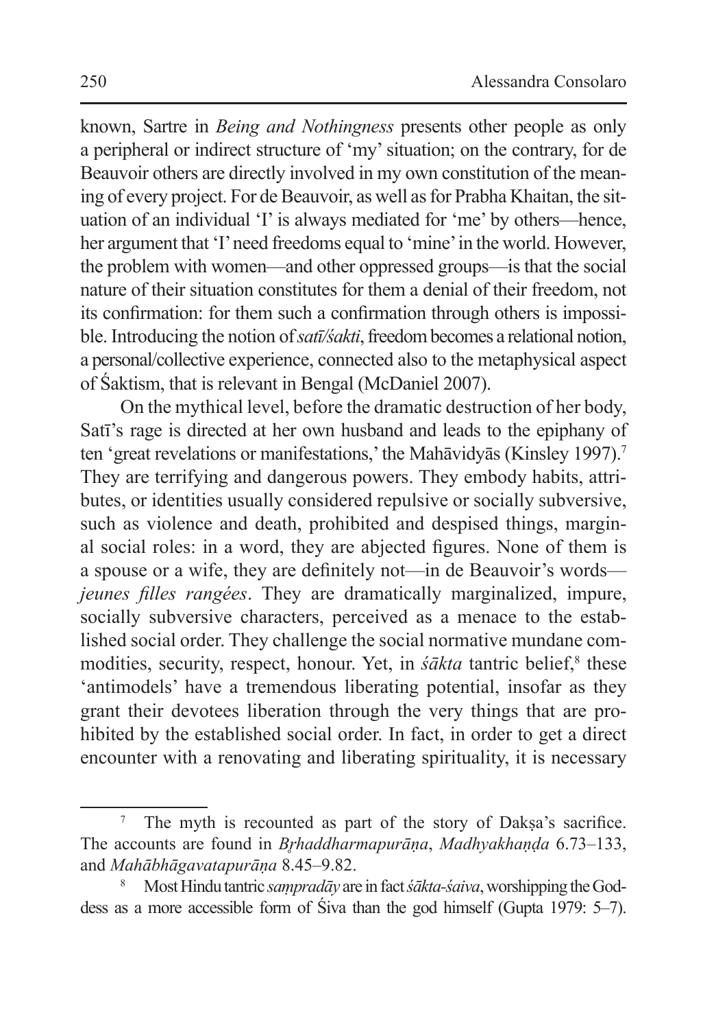known, Sartre in *Being and Nothingness* presents other people as only a peripheral or indirect structure of 'my' situation; on the contrary, for de Beauvoir others are directly involved in my own constitution of the meaning of every project. For de Beauvoir, as well as for Prabha Khaitan, the situation of an individual 'I' is always mediated for 'me' by others—hence, her argument that 'I' need freedoms equal to 'mine' in the world. However, the problem with women—and other oppressed groups—is that the social nature of their situation constitutes for them a denial of their freedom, not its confirmation: for them such a confirmation through others is impossible. Introducing the notion of *satī/śakti*, freedom becomes a relational notion, a personal/collective experience, connected also to the metaphysical aspect of Śaktism, that is relevant in Bengal (McDaniel 2007).

On the mythical level, before the dramatic destruction of her body, Satī's rage is directed at her own husband and leads to the epiphany of ten 'great revelations or manifestations,' the Mahāvidyās (Kinsley 1997).[7] They are terrifying and dangerous powers. They embody habits, attributes, or identities usually considered repulsive or socially subversive, such as violence and death, prohibited and despised things, marginal social roles: in a word, they are abjected figures. None of them is a spouse or a wife, they are definitely not—in de Beauvoir's words—*jeunes filles rangées*. They are dramatically marginalized, impure, socially subversive characters, perceived as a menace to the established social order. They challenge the social normative mundane commodities, security, respect, honour. Yet, in *śākta* tantric belief,[8] these 'antimodels' have a tremendous liberating potential, insofar as they grant their devotees liberation through the very things that are prohibited by the established social order. In fact, in order to get a direct encounter with a renovating and liberating spirituality, it is necessary

[7] The myth is recounted as part of the story of Dakṣa's sacrifice. The accounts are found in *Bṛhaddharmapurāṇa*, *Madhyakhaṇḍa* 6.73–133, and *Mahābhāgavatapurāṇa* 8.45–9.82.

[8] Most Hindu tantric *saṃpradāy* are in fact *śākta-śaiva*, worshipping the Goddess as a more accessible form of Śiva than the god himself (Gupta 1979: 5–7).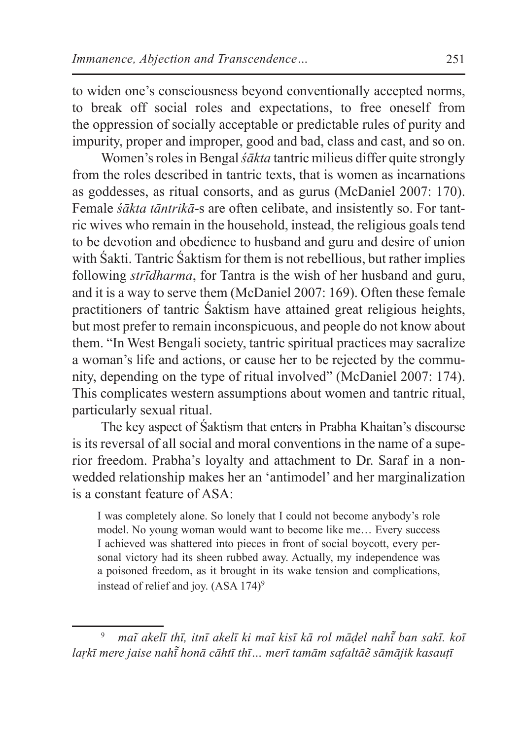to widen one's consciousness beyond conventionally accepted norms, to break off social roles and expectations, to free oneself from the oppression of socially acceptable or predictable rules of purity and impurity, proper and improper, good and bad, class and cast, and so on.

Women's roles in Bengal *śākta* tantric milieus differ quite strongly from the roles described in tantric texts, that is women as incarnations as goddesses, as ritual consorts, and as gurus (McDaniel 2007: 170). Female *śākta tāntrikā*-s are often celibate, and insistently so. For tantric wives who remain in the household, instead, the religious goals tend to be devotion and obedience to husband and guru and desire of union with Śakti. Tantric Śaktism for them is not rebellious, but rather implies following *strīdharma*, for Tantra is the wish of her husband and guru, and it is a way to serve them (McDaniel 2007: 169). Often these female practitioners of tantric Śaktism have attained great religious heights, but most prefer to remain inconspicuous, and people do not know about them. "In West Bengali society, tantric spiritual practices may sacralize a woman's life and actions, or cause her to be rejected by the community, depending on the type of ritual involved" (McDaniel 2007: 174). This complicates western assumptions about women and tantric ritual, particularly sexual ritual.

The key aspect of Śaktism that enters in Prabha Khaitan's discourse is its reversal of all social and moral conventions in the name of a superior freedom. Prabha's loyalty and attachment to Dr. Saraf in a non-wedded relationship makes her an 'antimodel' and her marginalization is a constant feature of ASA:

> I was completely alone. So lonely that I could not become anybody's role model. No young woman would want to become like me… Every success I achieved was shattered into pieces in front of social boycott, every personal victory had its sheen rubbed away. Actually, my independence was a poisoned freedom, as it brought in its wake tension and complications, instead of relief and joy. (ASA 174)[9]

[9] *maĩ akelī thī, itnī akelī ki maĩ kisī kā rol māḍel nahī̃ ban sakī. koī laṛkī mere jaise nahī̃ honā cāhtī thī… merī tamām safaltāẽ sāmājik kasauṭī*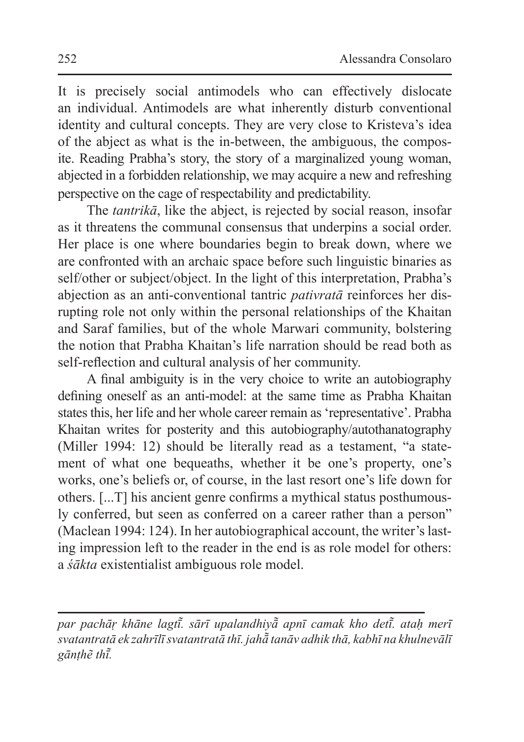It is precisely social antimodels who can effectively dislocate an individual. Antimodels are what inherently disturb conventional identity and cultural concepts. They are very close to Kristeva's idea of the abject as what is the in-between, the ambiguous, the composite. Reading Prabha's story, the story of a marginalized young woman, abjected in a forbidden relationship, we may acquire a new and refreshing perspective on the cage of respectability and predictability.

The *tantrikā*, like the abject, is rejected by social reason, insofar as it threatens the communal consensus that underpins a social order. Her place is one where boundaries begin to break down, where we are confronted with an archaic space before such linguistic binaries as self/other or subject/object. In the light of this interpretation, Prabha's abjection as an anti-conventional tantric *pativratā* reinforces her disrupting role not only within the personal relationships of the Khaitan and Saraf families, but of the whole Marwari community, bolstering the notion that Prabha Khaitan's life narration should be read both as self-reflection and cultural analysis of her community.

A final ambiguity is in the very choice to write an autobiography defining oneself as an anti-model: at the same time as Prabha Khaitan states this, her life and her whole career remain as 'representative'. Prabha Khaitan writes for posterity and this autobiography/autothanatography (Miller 1994: 12) should be literally read as a testament, "a statement of what one bequeaths, whether it be one's property, one's works, one's beliefs or, of course, in the last resort one's life down for others. [...T] his ancient genre confirms a mythical status posthumously conferred, but seen as conferred on a career rather than a person" (Maclean 1994: 124). In her autobiographical account, the writer's lasting impression left to the reader in the end is as role model for others: a *śākta* existentialist ambiguous role model.

---

*par pachāṛ khāne lagtī̃. sārī upalandhiyā̃ apnī camak kho detī̃. ataḥ merī svatantratā ek zahrīlī svatantratā thī. jahā̃ tanāv adhik thā, kabhī na khulnevālī gāṇṭhẽ thī̃.*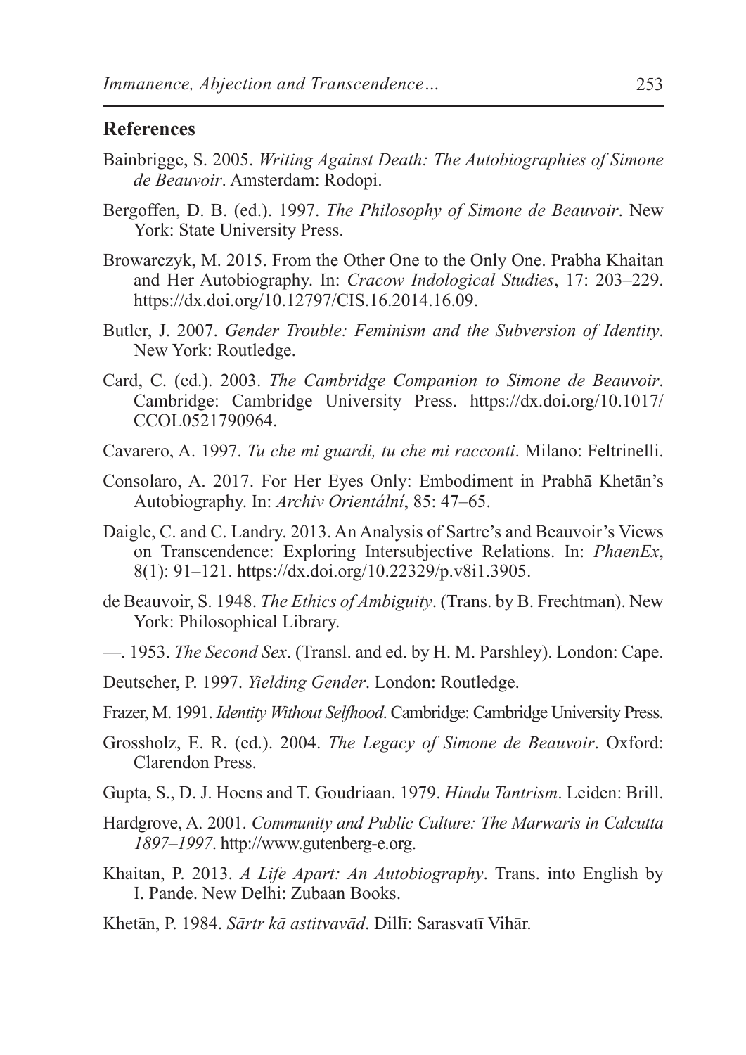## References

Bainbrigge, S. 2005. *Writing Against Death: The Autobiographies of Simone de Beauvoir*. Amsterdam: Rodopi.

Bergoffen, D. B. (ed.). 1997. *The Philosophy of Simone de Beauvoir*. New York: State University Press.

Browarczyk, M. 2015. From the Other One to the Only One. Prabha Khaitan and Her Autobiography. In: *Cracow Indological Studies*, 17: 203–229. https://dx.doi.org/10.12797/CIS.16.2014.16.09.

Butler, J. 2007. *Gender Trouble: Feminism and the Subversion of Identity*. New York: Routledge.

Card, C. (ed.). 2003. *The Cambridge Companion to Simone de Beauvoir*. Cambridge: Cambridge University Press. https://dx.doi.org/10.1017/CCOL0521790964.

Cavarero, A. 1997. *Tu che mi guardi, tu che mi racconti*. Milano: Feltrinelli.

Consolaro, A. 2017. For Her Eyes Only: Embodiment in Prabhā Khetān's Autobiography. In: *Archiv Orientální*, 85: 47–65.

Daigle, C. and C. Landry. 2013. An Analysis of Sartre's and Beauvoir's Views on Transcendence: Exploring Intersubjective Relations. In: *PhaenEx*, 8(1): 91–121. https://dx.doi.org/10.22329/p.v8i1.3905.

de Beauvoir, S. 1948. *The Ethics of Ambiguity*. (Trans. by B. Frechtman). New York: Philosophical Library.

—. 1953. *The Second Sex*. (Transl. and ed. by H. M. Parshley). London: Cape.

Deutscher, P. 1997. *Yielding Gender*. London: Routledge.

Frazer, M. 1991. *Identity Without Selfhood*. Cambridge: Cambridge University Press.

Grossholz, E. R. (ed.). 2004. *The Legacy of Simone de Beauvoir*. Oxford: Clarendon Press.

Gupta, S., D. J. Hoens and T. Goudriaan. 1979. *Hindu Tantrism*. Leiden: Brill.

Hardgrove, A. 2001. *Community and Public Culture: The Marwaris in Calcutta 1897–1997*. http://www.gutenberg-e.org.

Khaitan, P. 2013. *A Life Apart: An Autobiography*. Trans. into English by I. Pande. New Delhi: Zubaan Books.

Khetān, P. 1984. *Sārtr kā astitvavād*. Dillī: Sarasvatī Vihār.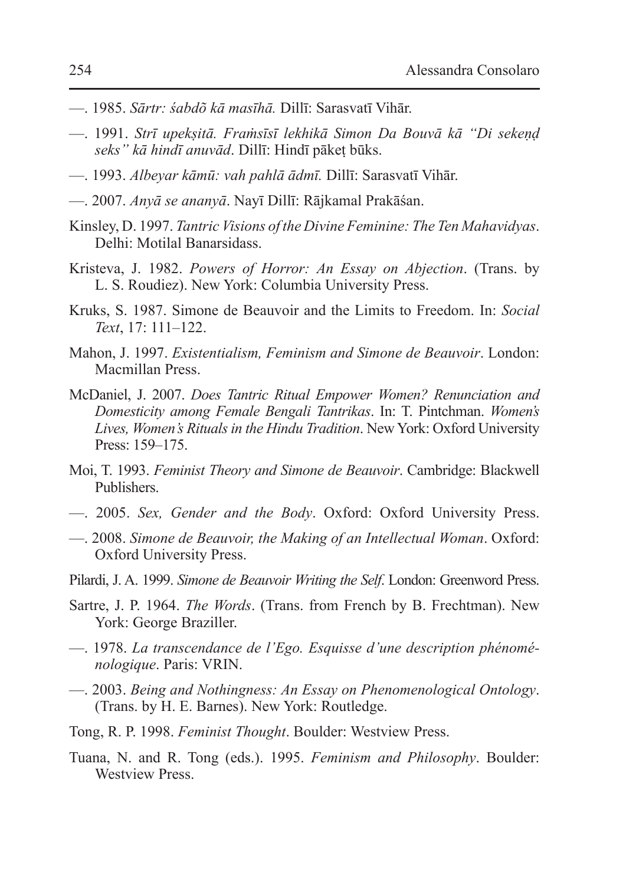—. 1985. *Sārtr: śabdõ kā masīhā.* Dillī: Sarasvatī Vihār.

—. 1991. *Strī upekṣitā. Fraṁsīsī lekhikā Simon Da Bouvā kā "Di sekeṇḍ seks" kā hindī anuvād*. Dillī: Hindī pākeṭ būks.

—. 1993. *Albeyar kāmū: vah pahlā ādmī.* Dillī: Sarasvatī Vihār.

—. 2007. *Anyā se ananyā*. Nayī Dillī: Rājkamal Prakāśan.

Kinsley, D. 1997. *Tantric Visions of the Divine Feminine: The Ten Mahavidyas*. Delhi: Motilal Banarsidass.

Kristeva, J. 1982. *Powers of Horror: An Essay on Abjection*. (Trans. by L. S. Roudiez). New York: Columbia University Press.

Kruks, S. 1987. Simone de Beauvoir and the Limits to Freedom. In: *Social Text*, 17: 111–122.

Mahon, J. 1997. *Existentialism, Feminism and Simone de Beauvoir*. London: Macmillan Press.

McDaniel, J. 2007. *Does Tantric Ritual Empower Women? Renunciation and Domesticity among Female Bengali Tantrikas*. In: T. Pintchman. *Women's Lives, Women's Rituals in the Hindu Tradition*. New York: Oxford University Press: 159–175.

Moi, T. 1993. *Feminist Theory and Simone de Beauvoir*. Cambridge: Blackwell Publishers.

—. 2005. *Sex, Gender and the Body*. Oxford: Oxford University Press.

—. 2008. *Simone de Beauvoir, the Making of an Intellectual Woman*. Oxford: Oxford University Press.

Pilardi, J. A. 1999. *Simone de Beauvoir Writing the Self*. London: Greenword Press.

Sartre, J. P. 1964. *The Words*. (Trans. from French by B. Frechtman). New York: George Braziller.

—. 1978. *La transcendance de l'Ego. Esquisse d'une description phénoménologique*. Paris: VRIN.

—. 2003. *Being and Nothingness: An Essay on Phenomenological Ontology*. (Trans. by H. E. Barnes). New York: Routledge.

Tong, R. P. 1998. *Feminist Thought*. Boulder: Westview Press.

Tuana, N. and R. Tong (eds.). 1995. *Feminism and Philosophy*. Boulder: Westview Press.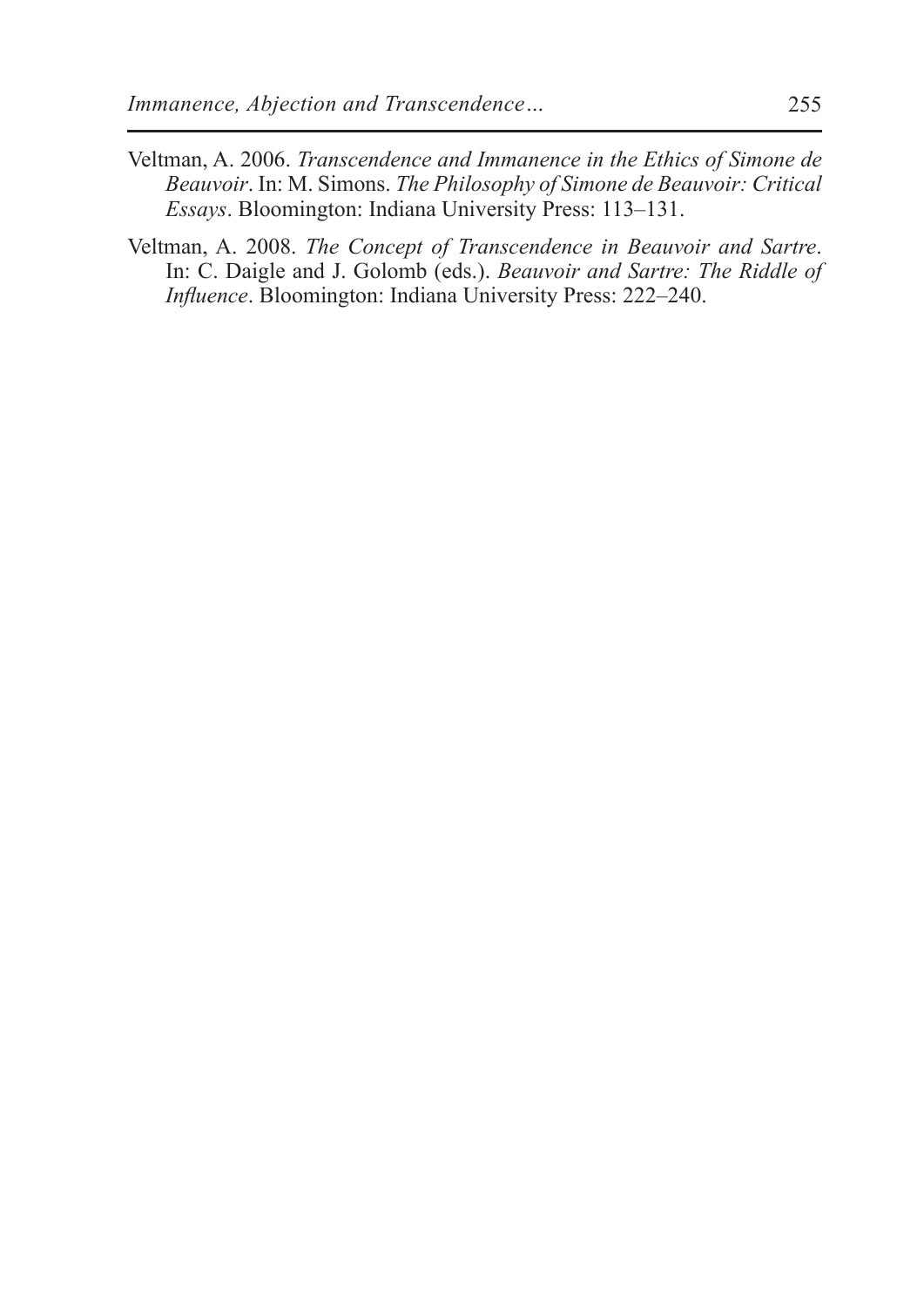Veltman, A. 2006. *Transcendence and Immanence in the Ethics of Simone de Beauvoir*. In: M. Simons. *The Philosophy of Simone de Beauvoir: Critical Essays*. Bloomington: Indiana University Press: 113–131.

Veltman, A. 2008. *The Concept of Transcendence in Beauvoir and Sartre*. In: C. Daigle and J. Golomb (eds.). *Beauvoir and Sartre: The Riddle of Influence*. Bloomington: Indiana University Press: 222–240.